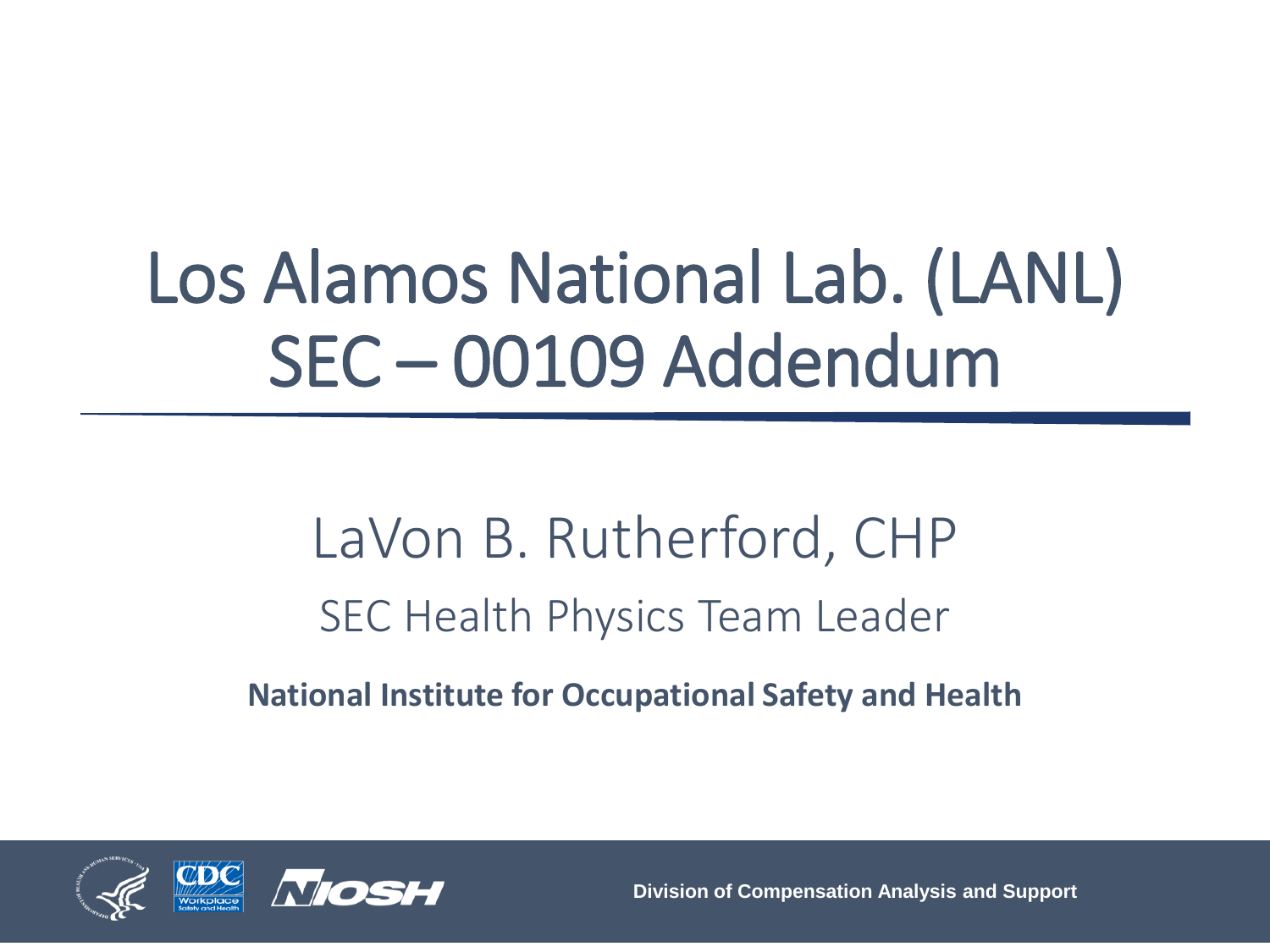# Los Alamos National Lab. (LANL) SEC – 00109 Addendum

LaVon B. Rutherford, CHP

SEC Health Physics Team Leader

**National Institute for Occupational Safety and Health**

Division of Compensation Analysis and Support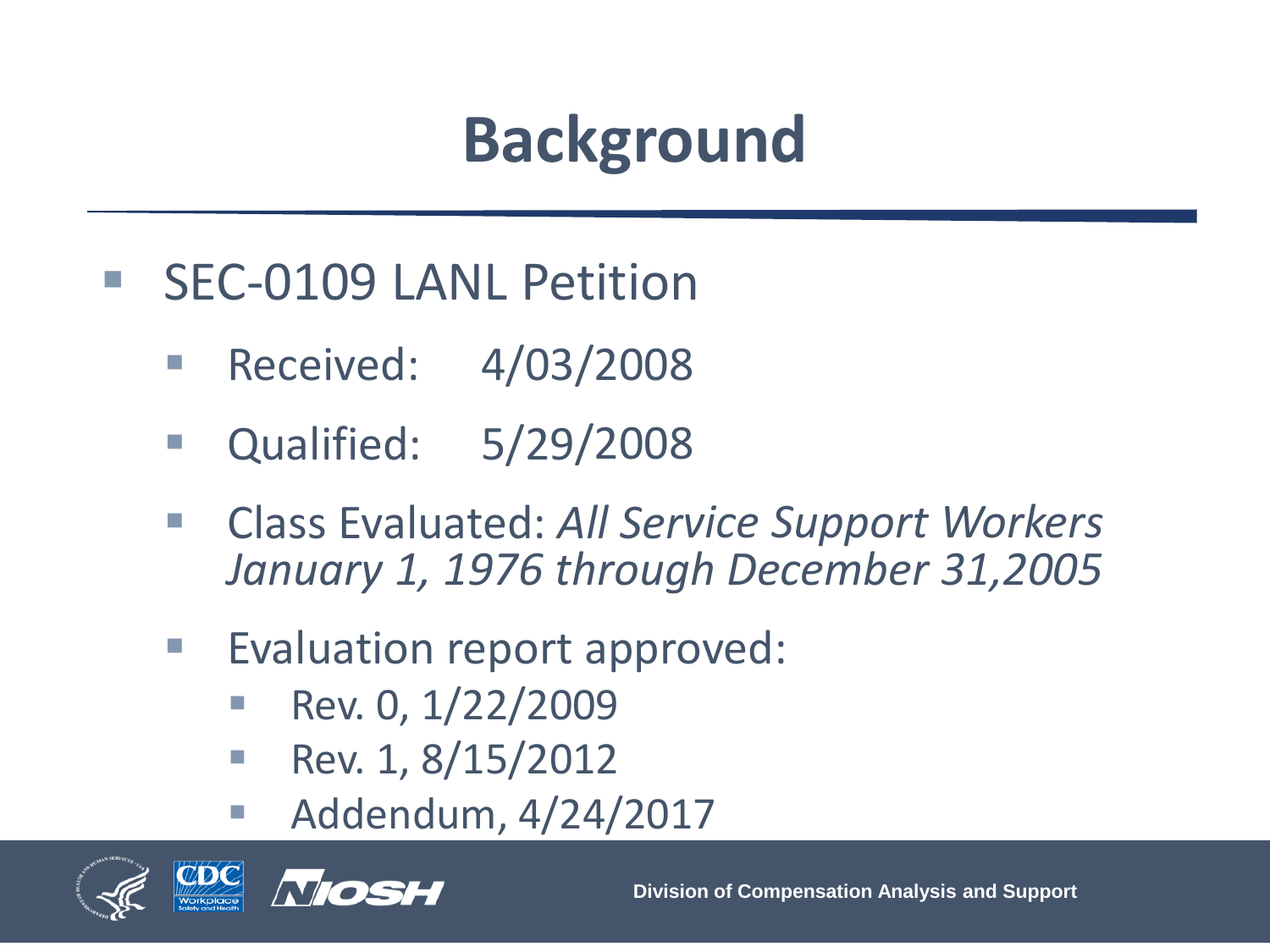# Background

- SEC-0109 LANL Petition
  - Received: 4/03/2008
  - Qualified: 5/29/2008
  - Class Evaluated: *All Service Support Workers January 1, 1976 through December 31,2005*
  - Evaluation report approved:
    - Rev. 0, 1/22/2009
    - Rev. 1, 8/15/2012
    - Addendum, 4/24/2017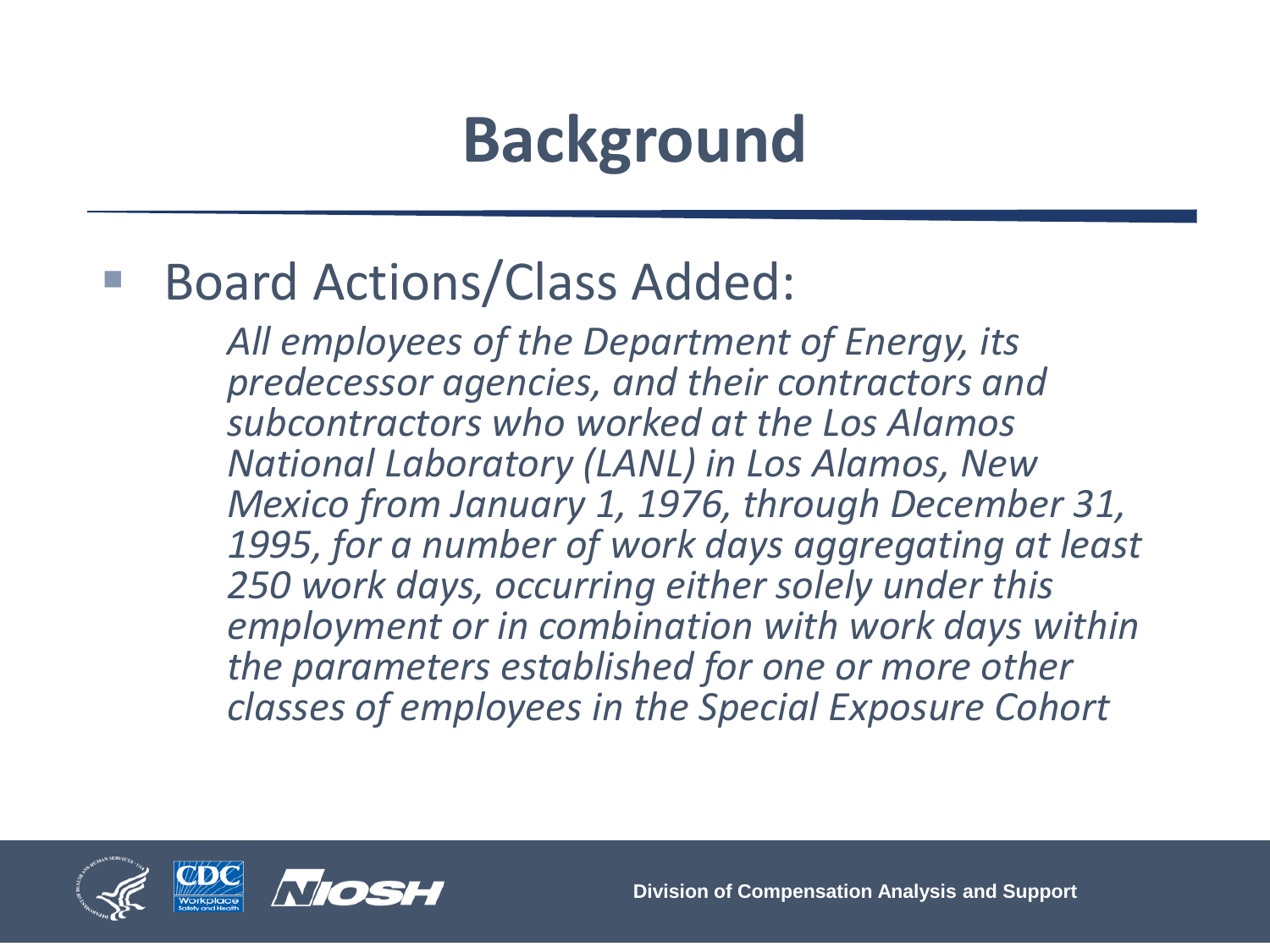# Background

- Board Actions/Class Added:

  *All employees of the Department of Energy, its predecessor agencies, and their contractors and subcontractors who worked at the Los Alamos National Laboratory (LANL) in Los Alamos, New Mexico from January 1, 1976, through December 31, 1995, for a number of work days aggregating at least 250 work days, occurring either solely under this employment or in combination with work days within the parameters established for one or more other classes of employees in the Special Exposure Cohort*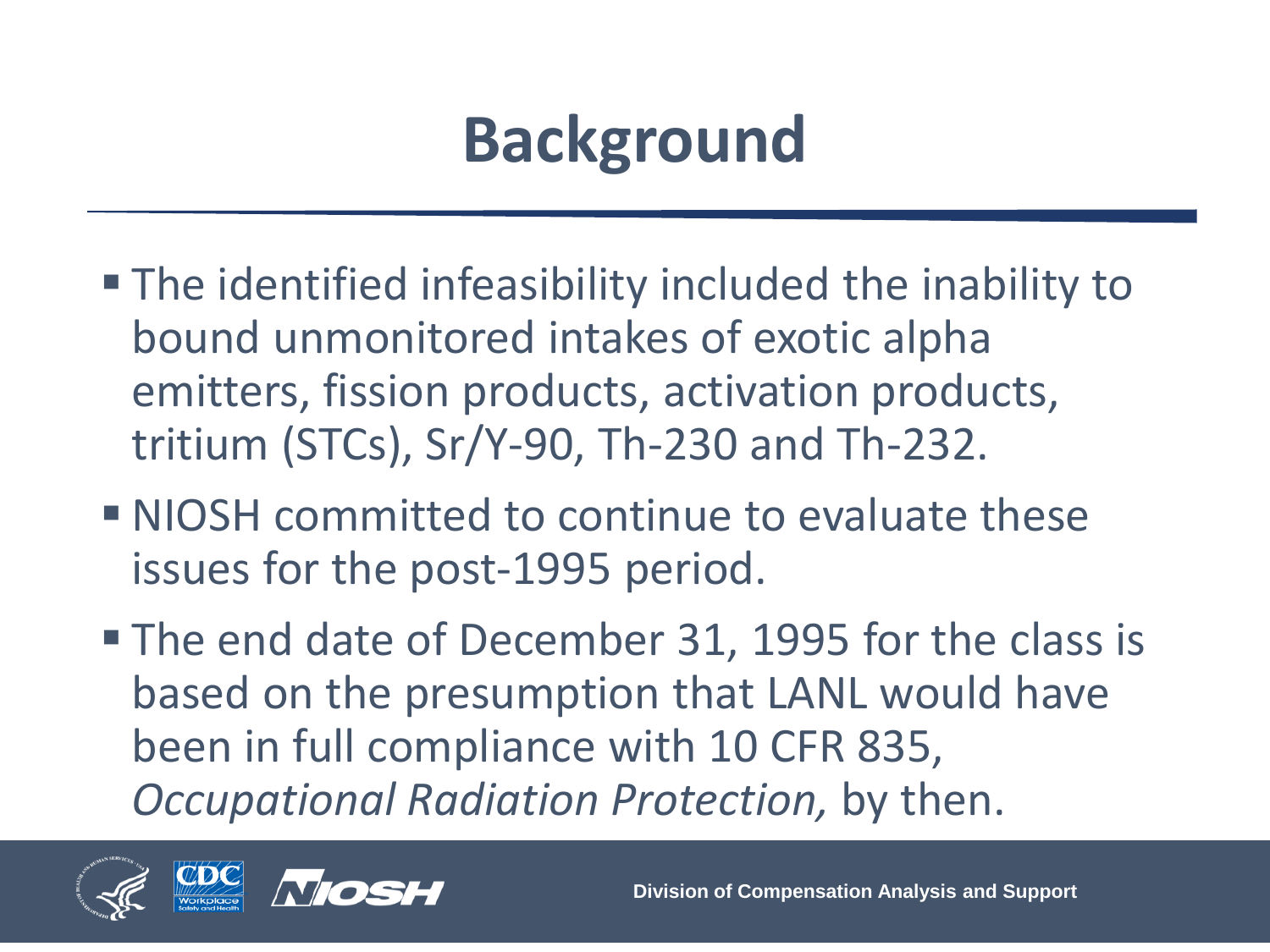# Background

- The identified infeasibility included the inability to bound unmonitored intakes of exotic alpha emitters, fission products, activation products, tritium (STCs), Sr/Y-90, Th-230 and Th-232.
- NIOSH committed to continue to evaluate these issues for the post-1995 period.
- The end date of December 31, 1995 for the class is based on the presumption that LANL would have been in full compliance with 10 CFR 835, *Occupational Radiation Protection,* by then.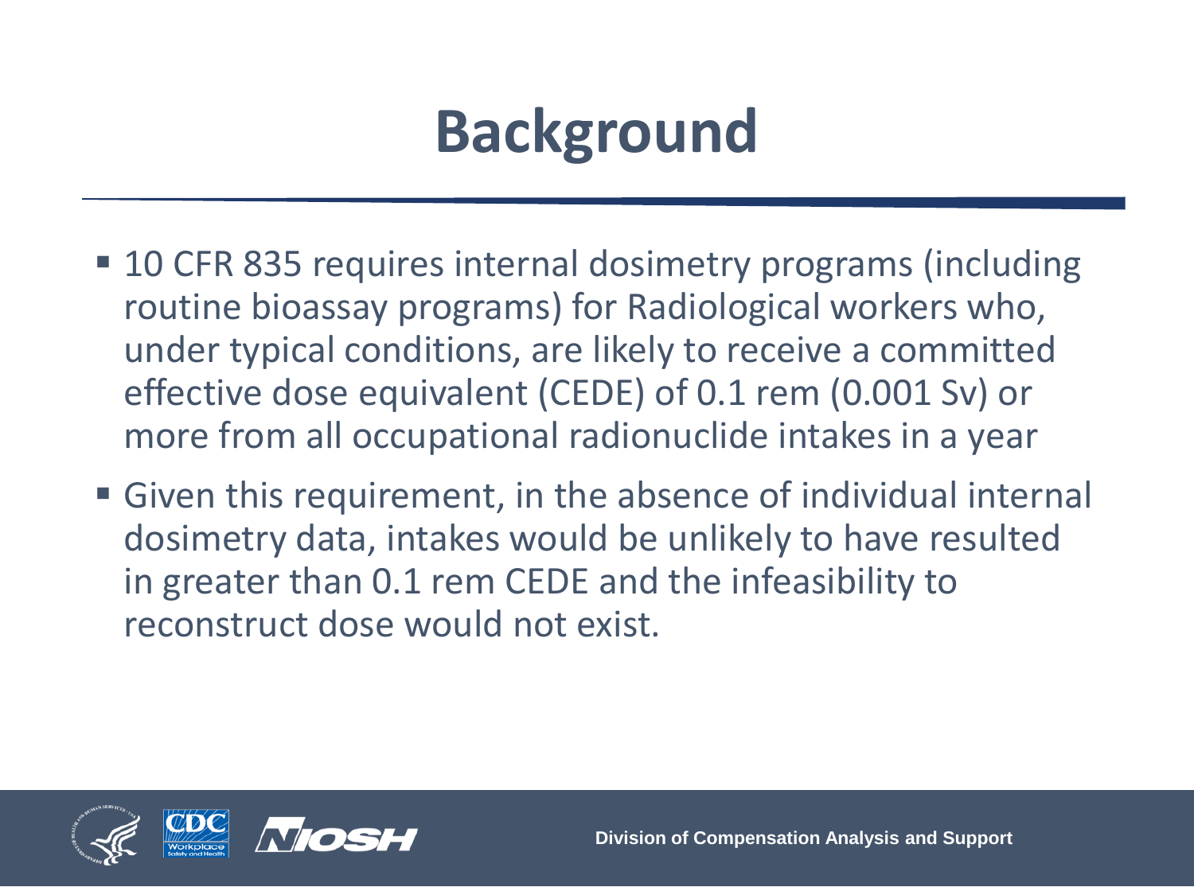# Background

- 10 CFR 835 requires internal dosimetry programs (including routine bioassay programs) for Radiological workers who, under typical conditions, are likely to receive a committed effective dose equivalent (CEDE) of 0.1 rem (0.001 Sv) or more from all occupational radionuclide intakes in a year
- Given this requirement, in the absence of individual internal dosimetry data, intakes would be unlikely to have resulted in greater than 0.1 rem CEDE and the infeasibility to reconstruct dose would not exist.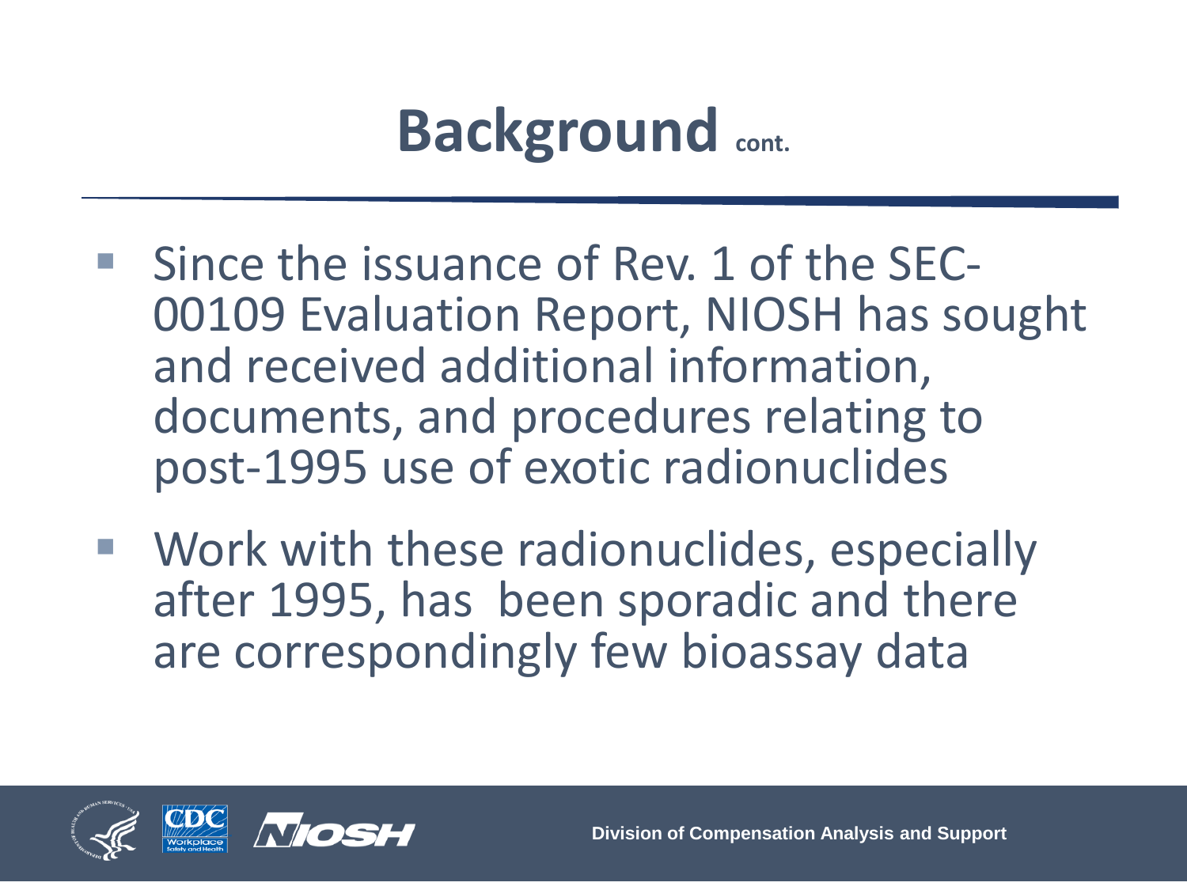# Background cont.

- Since the issuance of Rev. 1 of the SEC-00109 Evaluation Report, NIOSH has sought and received additional information, documents, and procedures relating to post-1995 use of exotic radionuclides
- Work with these radionuclides, especially after 1995, has been sporadic and there are correspondingly few bioassay data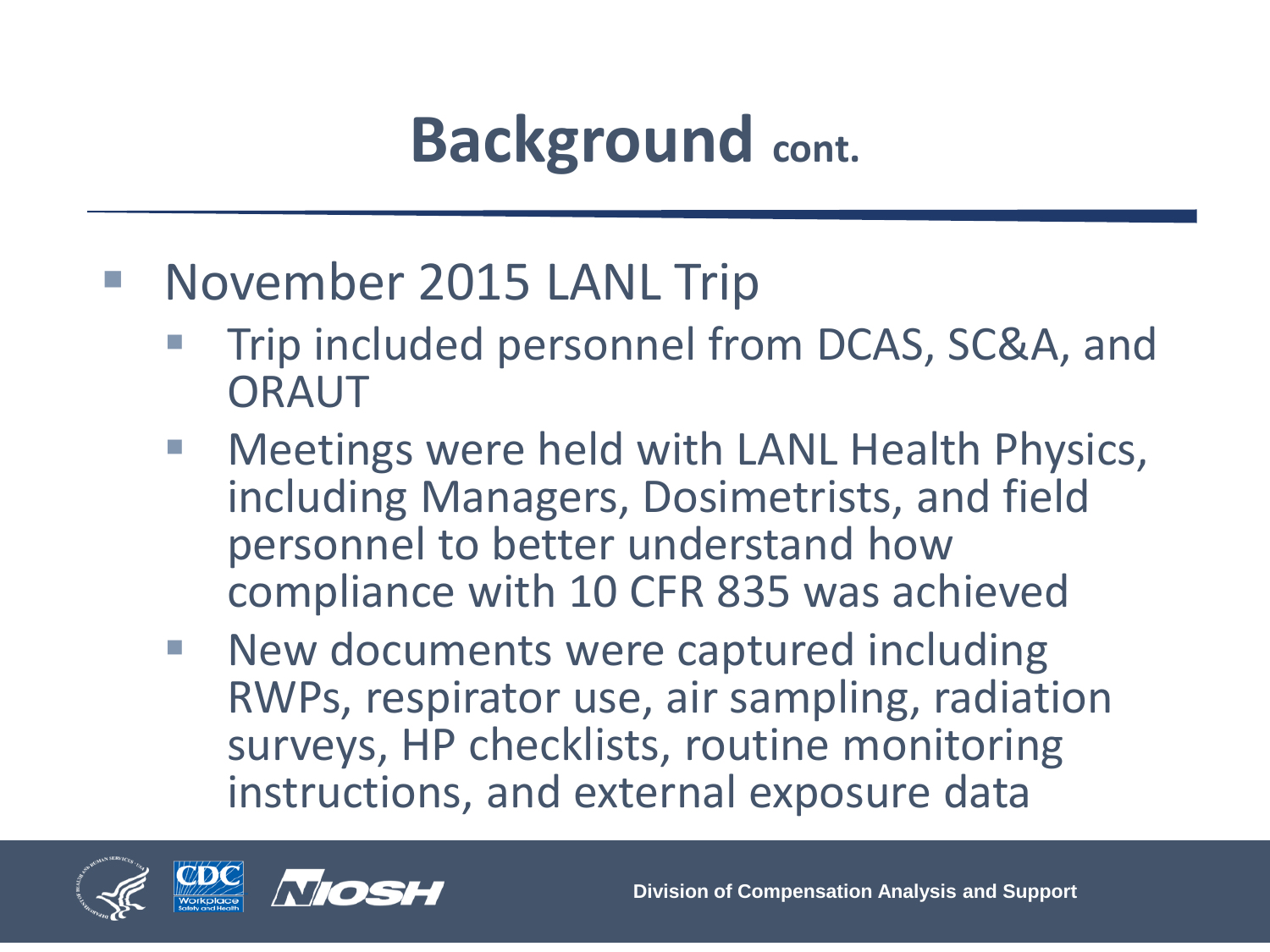# Background cont.

- November 2015 LANL Trip
  - Trip included personnel from DCAS, SC&A, and ORAUT
  - Meetings were held with LANL Health Physics, including Managers, Dosimetrists, and field personnel to better understand how compliance with 10 CFR 835 was achieved
  - New documents were captured including RWPs, respirator use, air sampling, radiation surveys, HP checklists, routine monitoring instructions, and external exposure data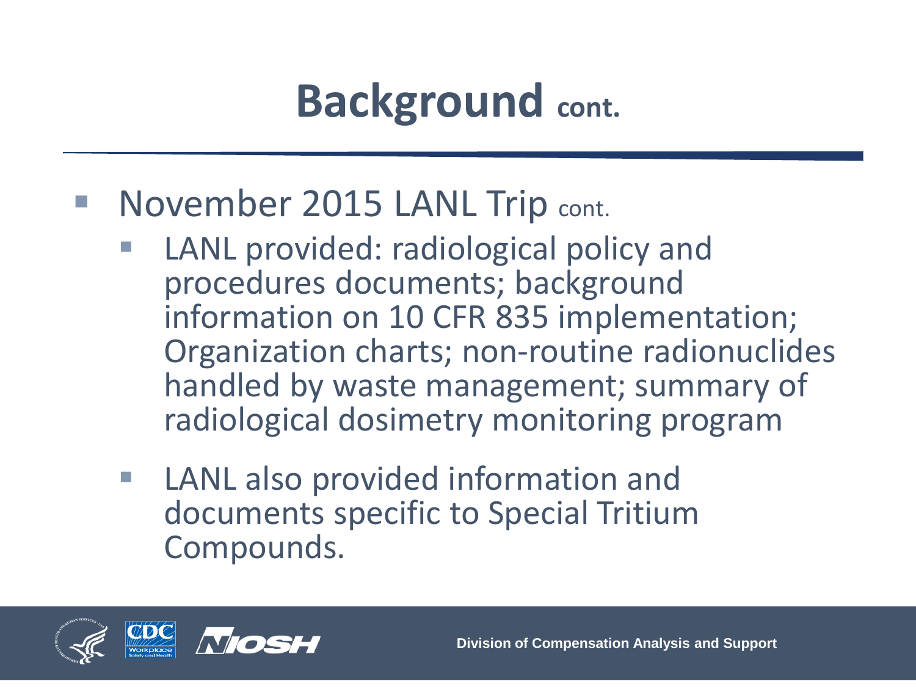# Background cont.

- November 2015 LANL Trip cont.
  - LANL provided: radiological policy and procedures documents; background information on 10 CFR 835 implementation; Organization charts; non-routine radionuclides handled by waste management; summary of radiological dosimetry monitoring program
  - LANL also provided information and documents specific to Special Tritium Compounds.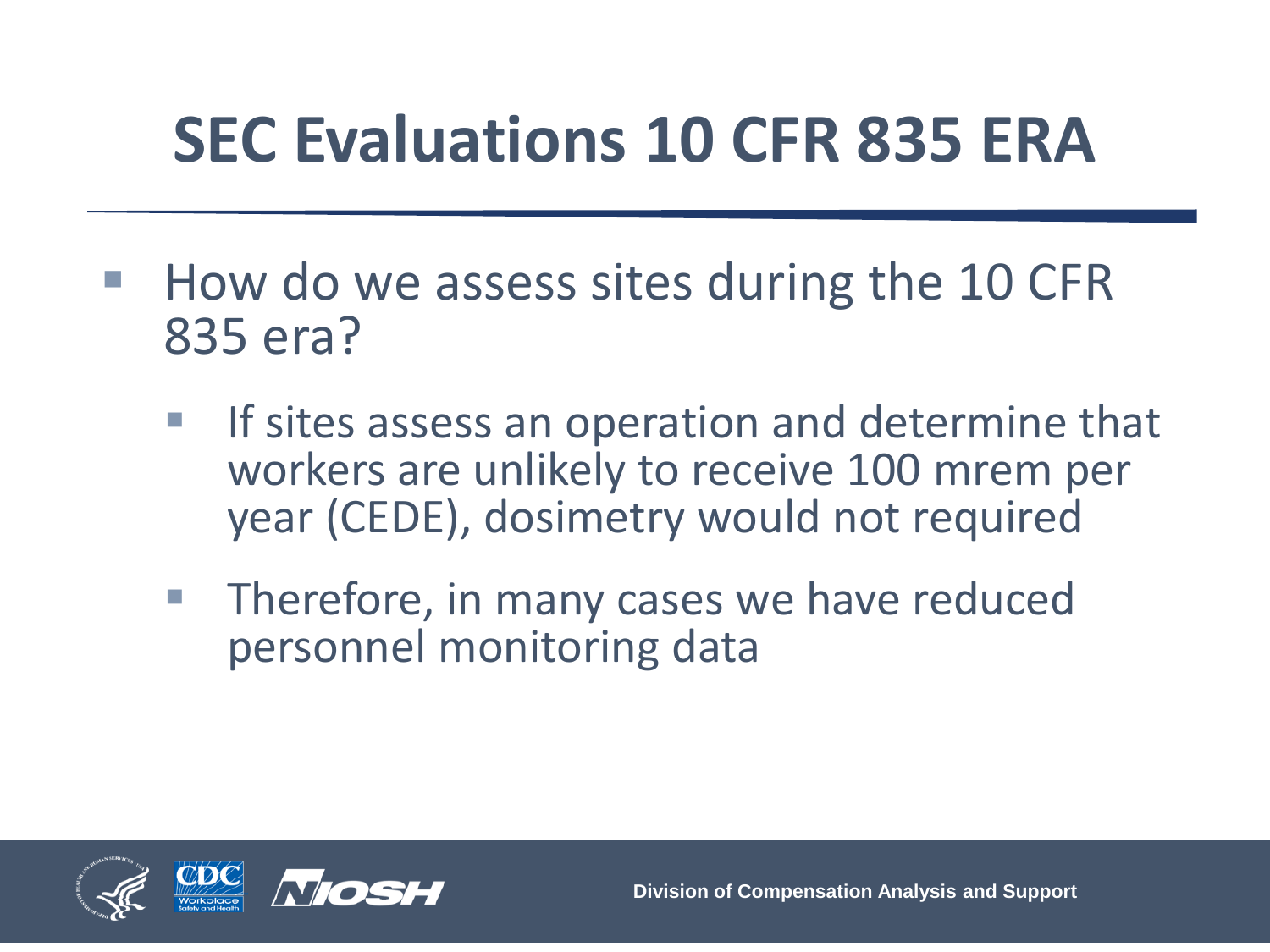# SEC Evaluations 10 CFR 835 ERA

- How do we assess sites during the 10 CFR 835 era?
  - If sites assess an operation and determine that workers are unlikely to receive 100 mrem per year (CEDE), dosimetry would not required
  - Therefore, in many cases we have reduced personnel monitoring data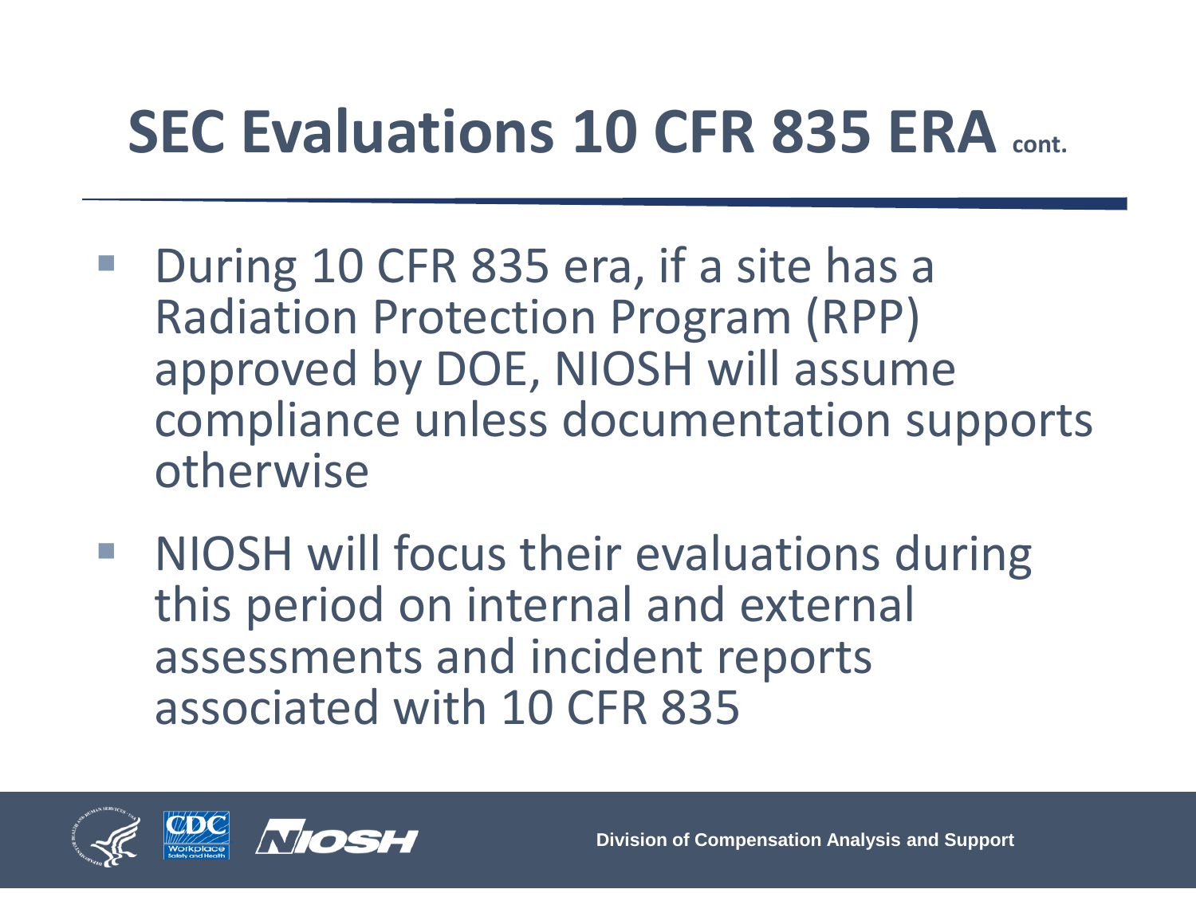# SEC Evaluations 10 CFR 835 ERA cont.

- During 10 CFR 835 era, if a site has a Radiation Protection Program (RPP) approved by DOE, NIOSH will assume compliance unless documentation supports otherwise
- NIOSH will focus their evaluations during this period on internal and external assessments and incident reports associated with 10 CFR 835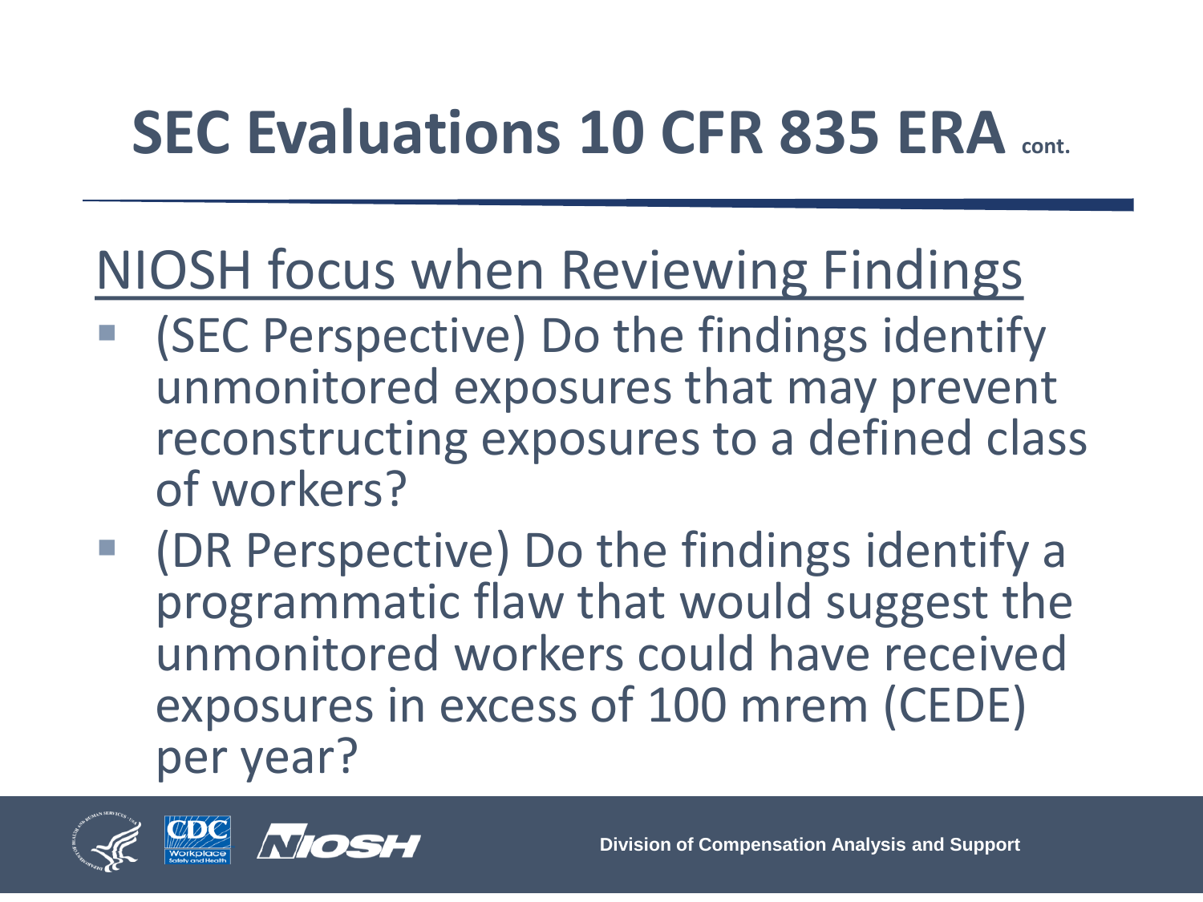# SEC Evaluations 10 CFR 835 ERA cont.

## NIOSH focus when Reviewing Findings

- (SEC Perspective) Do the findings identify unmonitored exposures that may prevent reconstructing exposures to a defined class of workers?
- (DR Perspective) Do the findings identify a programmatic flaw that would suggest the unmonitored workers could have received exposures in excess of 100 mrem (CEDE) per year?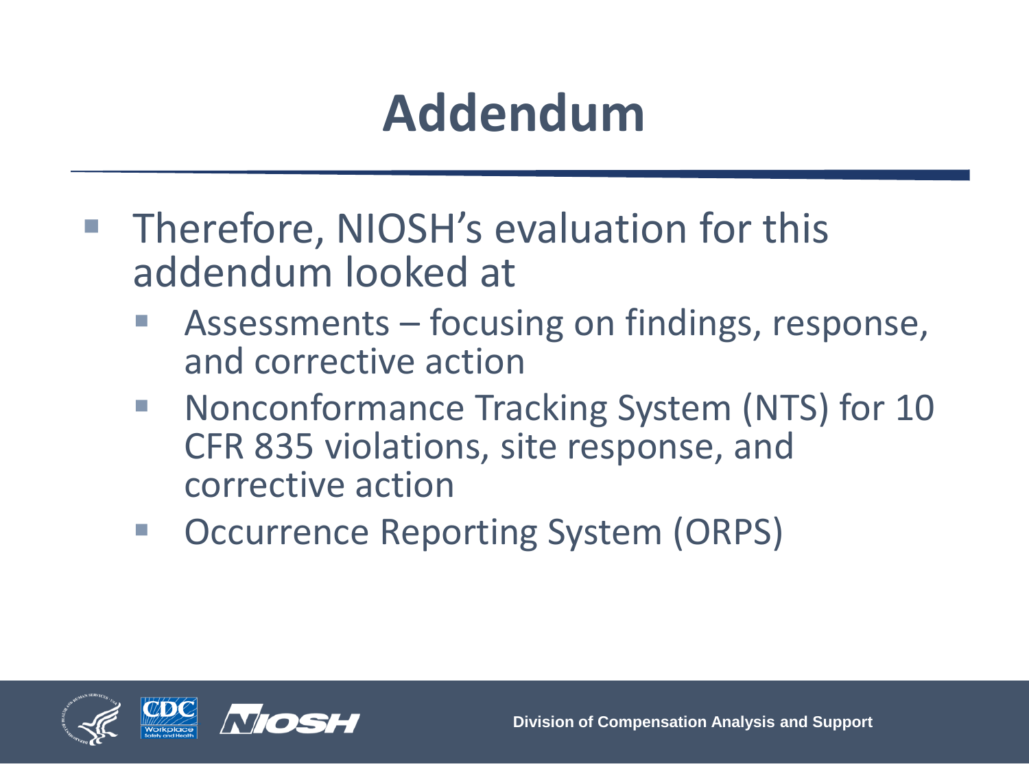# Addendum

- Therefore, NIOSH's evaluation for this addendum looked at
  - Assessments – focusing on findings, response, and corrective action
  - Nonconformance Tracking System (NTS) for 10 CFR 835 violations, site response, and corrective action
  - Occurrence Reporting System (ORPS)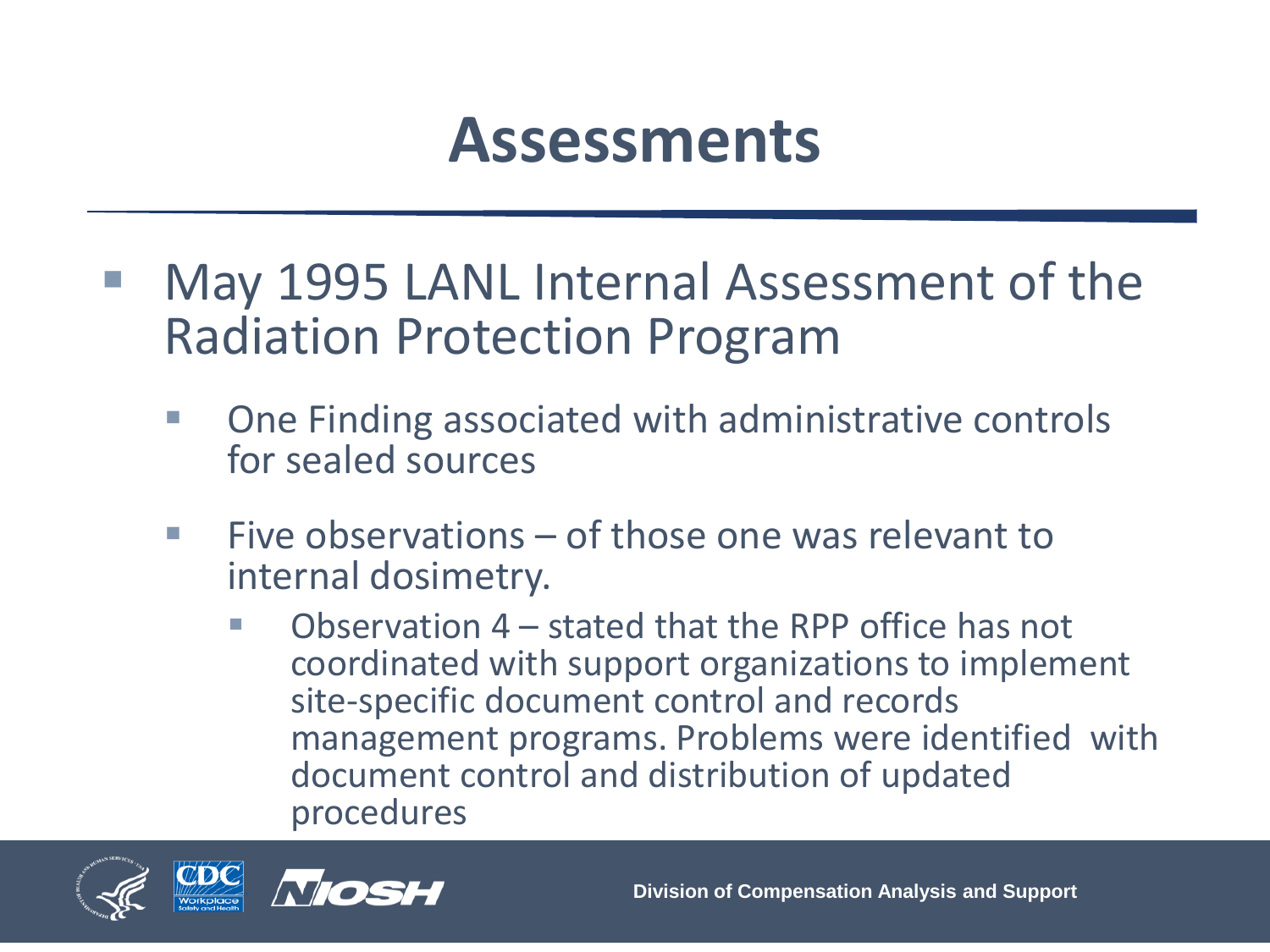# Assessments

- May 1995 LANL Internal Assessment of the Radiation Protection Program
  - One Finding associated with administrative controls for sealed sources
  - Five observations – of those one was relevant to internal dosimetry.
    - Observation 4 – stated that the RPP office has not coordinated with support organizations to implement site-specific document control and records management programs. Problems were identified with document control and distribution of updated procedures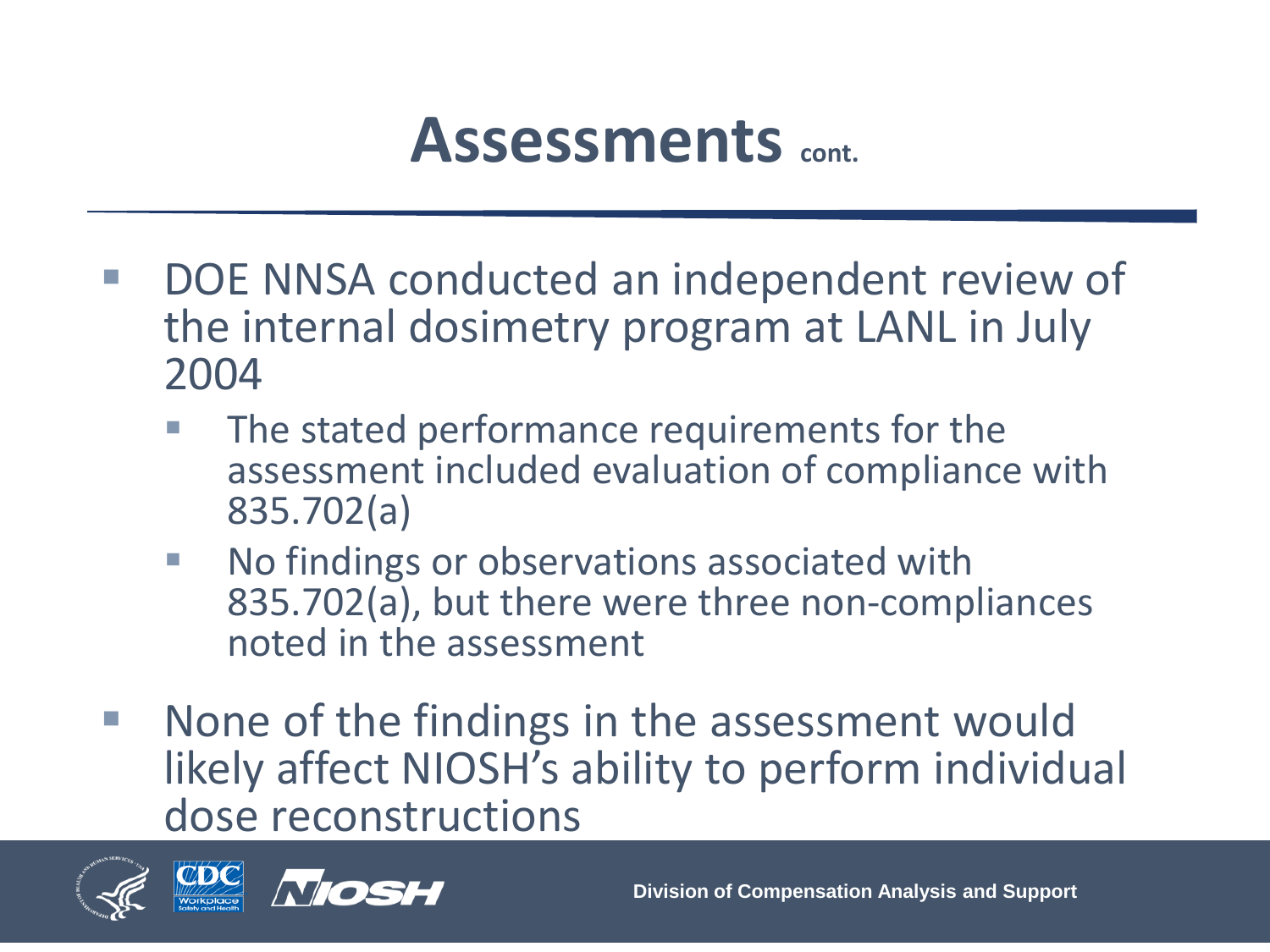# Assessments cont.

- DOE NNSA conducted an independent review of the internal dosimetry program at LANL in July 2004
  - The stated performance requirements for the assessment included evaluation of compliance with 835.702(a)
  - No findings or observations associated with 835.702(a), but there were three non-compliances noted in the assessment
- None of the findings in the assessment would likely affect NIOSH's ability to perform individual dose reconstructions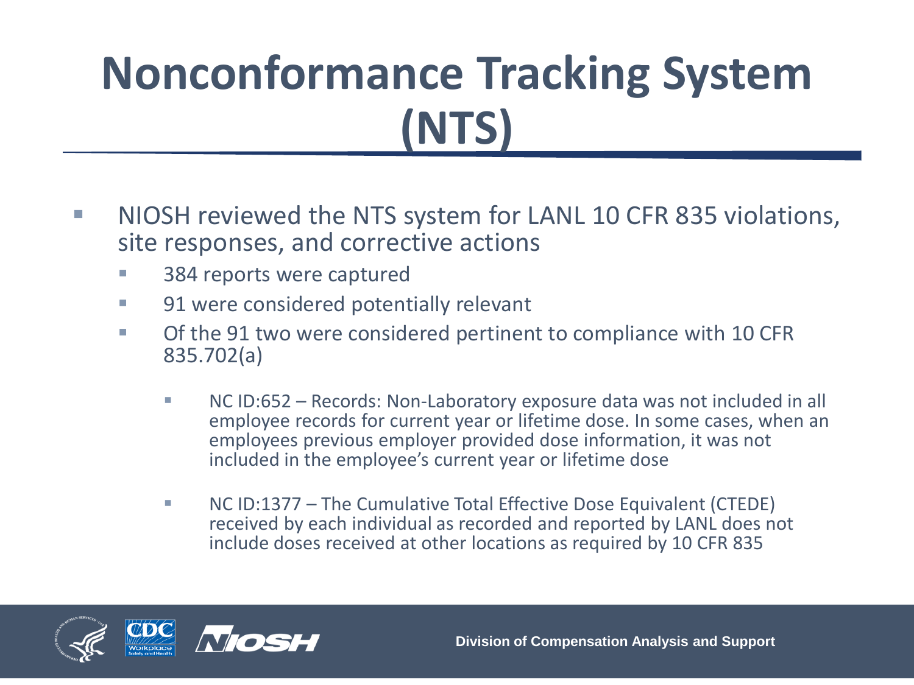# Nonconformance Tracking System (NTS)

- NIOSH reviewed the NTS system for LANL 10 CFR 835 violations, site responses, and corrective actions
  - 384 reports were captured
  - 91 were considered potentially relevant
  - Of the 91 two were considered pertinent to compliance with 10 CFR 835.702(a)
    - NC ID:652 – Records: Non-Laboratory exposure data was not included in all employee records for current year or lifetime dose. In some cases, when an employees previous employer provided dose information, it was not included in the employee's current year or lifetime dose
    - NC ID:1377 – The Cumulative Total Effective Dose Equivalent (CTEDE) received by each individual as recorded and reported by LANL does not include doses received at other locations as required by 10 CFR 835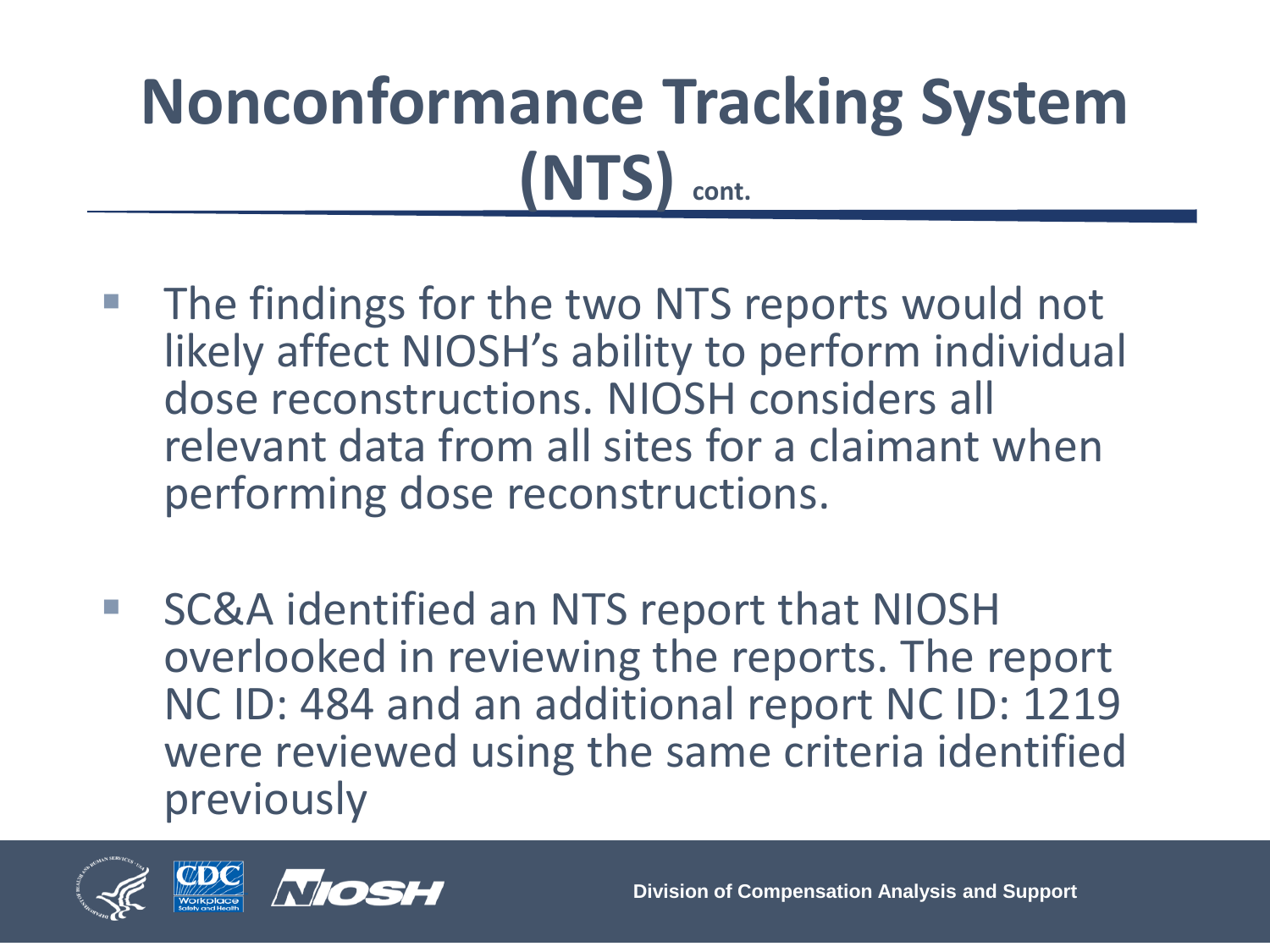# Nonconformance Tracking System (NTS) cont.

- The findings for the two NTS reports would not likely affect NIOSH's ability to perform individual dose reconstructions. NIOSH considers all relevant data from all sites for a claimant when performing dose reconstructions.
- SC&A identified an NTS report that NIOSH overlooked in reviewing the reports. The report NC ID: 484 and an additional report NC ID: 1219 were reviewed using the same criteria identified previously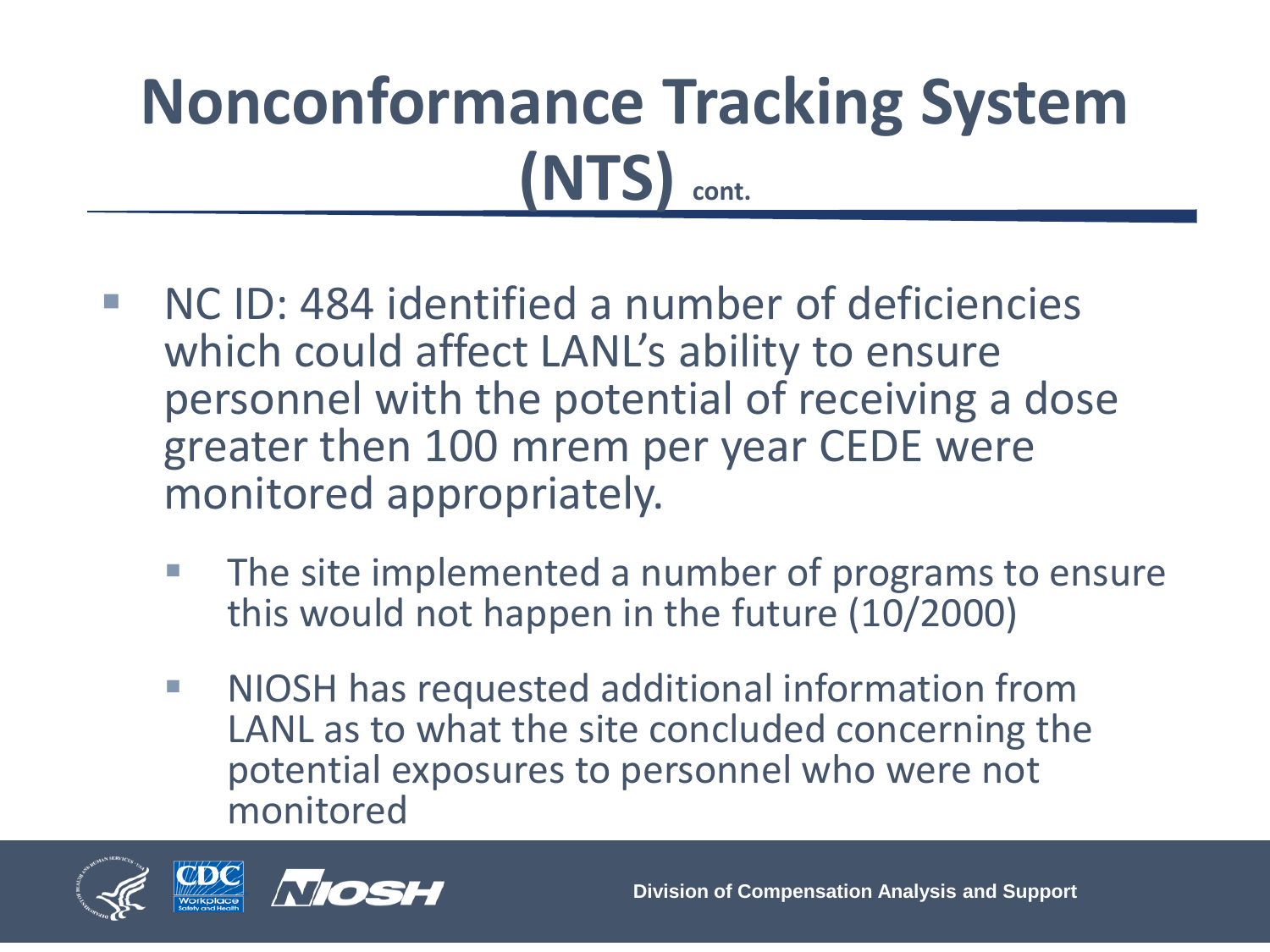# Nonconformance Tracking System (NTS) cont.

- NC ID: 484 identified a number of deficiencies which could affect LANL's ability to ensure personnel with the potential of receiving a dose greater then 100 mrem per year CEDE were monitored appropriately.
  - The site implemented a number of programs to ensure this would not happen in the future (10/2000)
  - NIOSH has requested additional information from LANL as to what the site concluded concerning the potential exposures to personnel who were not monitored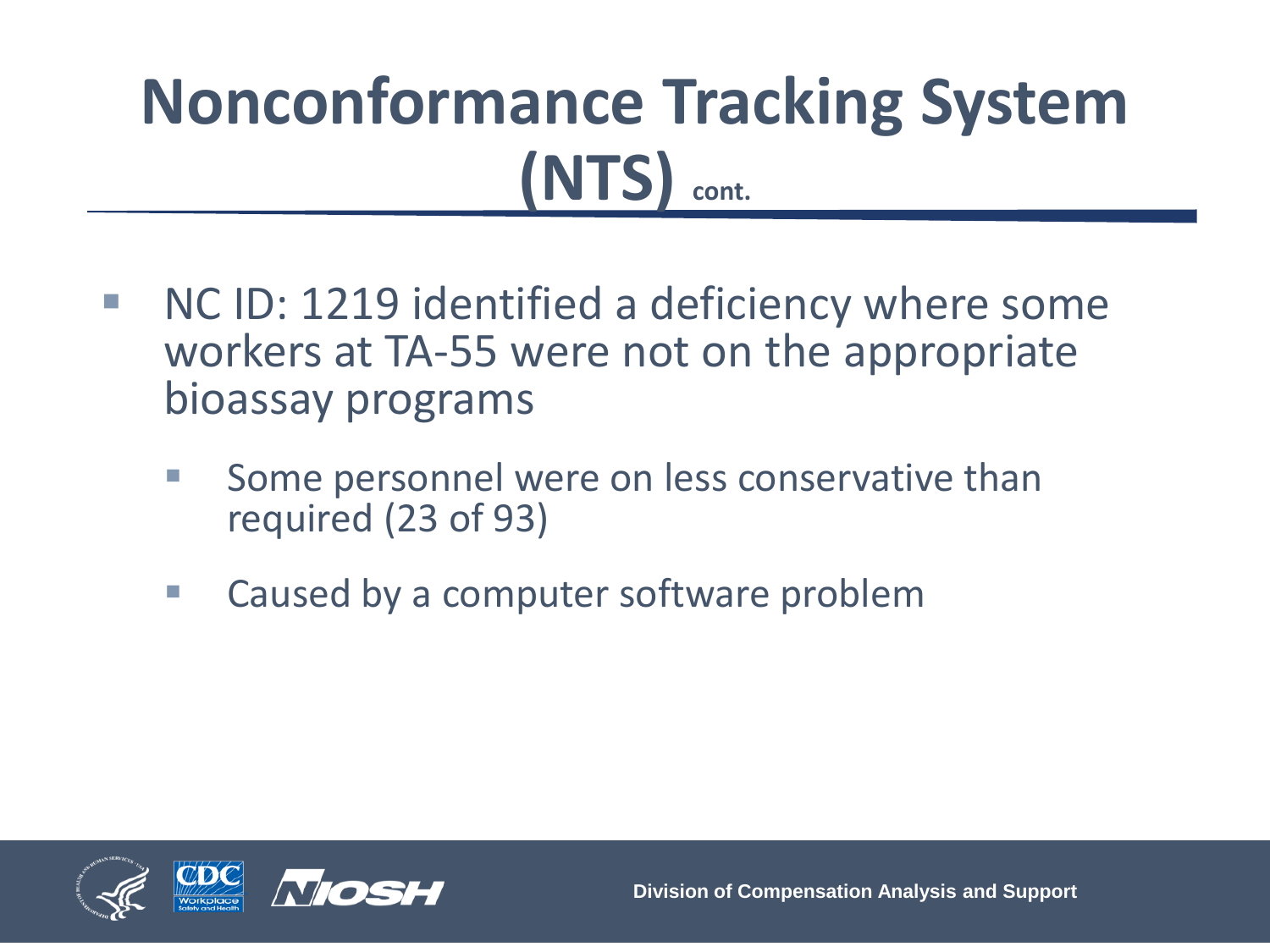# Nonconformance Tracking System (NTS) cont.

- NC ID: 1219 identified a deficiency where some workers at TA-55 were not on the appropriate bioassay programs
  - Some personnel were on less conservative than required (23 of 93)
  - Caused by a computer software problem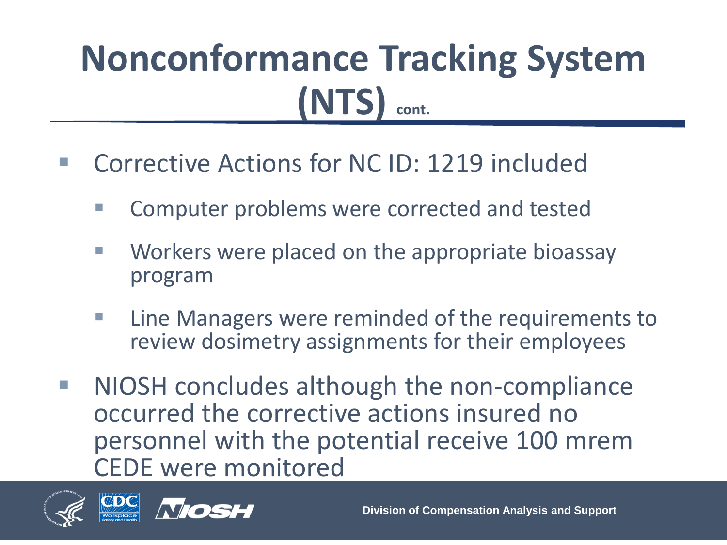# Nonconformance Tracking System (NTS) cont.

- Corrective Actions for NC ID: 1219 included
  - Computer problems were corrected and tested
  - Workers were placed on the appropriate bioassay program
  - Line Managers were reminded of the requirements to review dosimetry assignments for their employees
- NIOSH concludes although the non-compliance occurred the corrective actions insured no personnel with the potential receive 100 mrem CEDE were monitored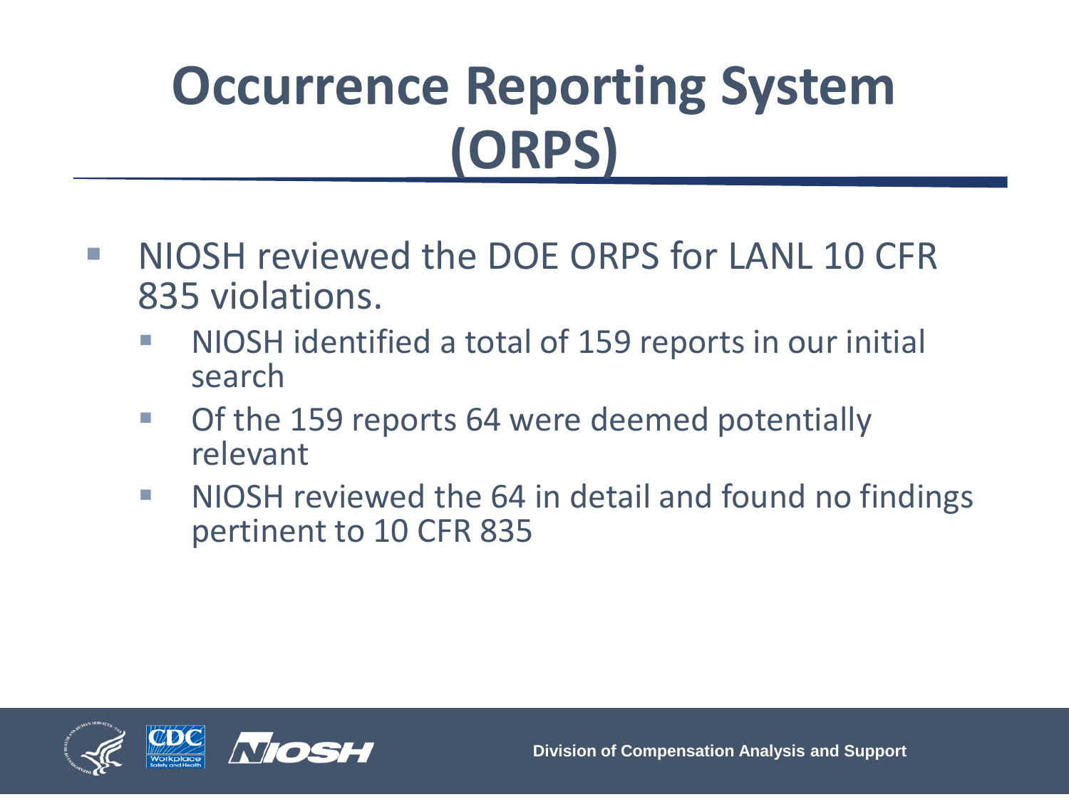# Occurrence Reporting System (ORPS)

- NIOSH reviewed the DOE ORPS for LANL 10 CFR 835 violations.
  - NIOSH identified a total of 159 reports in our initial search
  - Of the 159 reports 64 were deemed potentially relevant
  - NIOSH reviewed the 64 in detail and found no findings pertinent to 10 CFR 835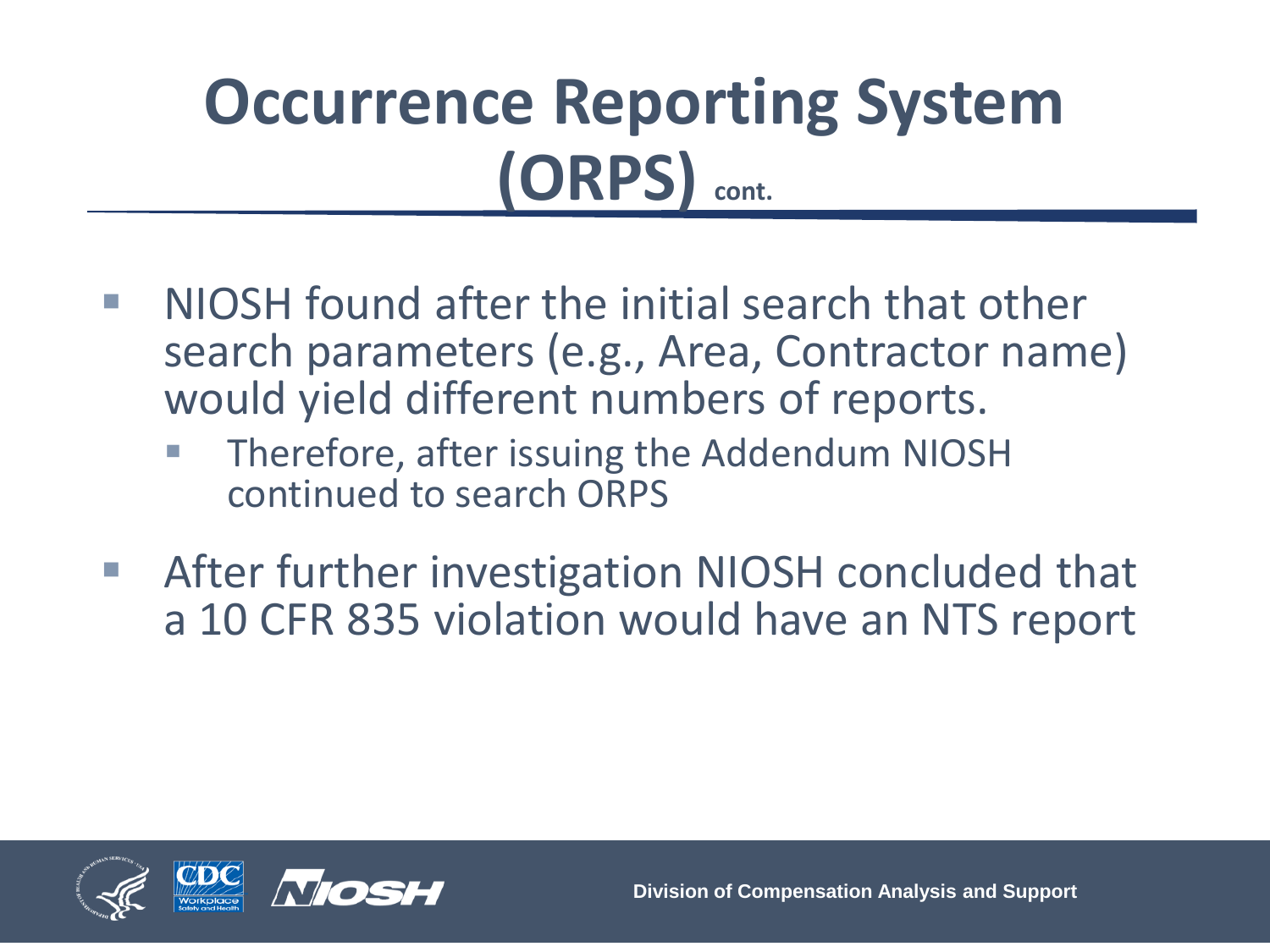# Occurrence Reporting System (ORPS) cont.

- NIOSH found after the initial search that other search parameters (e.g., Area, Contractor name) would yield different numbers of reports.
  - Therefore, after issuing the Addendum NIOSH continued to search ORPS
- After further investigation NIOSH concluded that a 10 CFR 835 violation would have an NTS report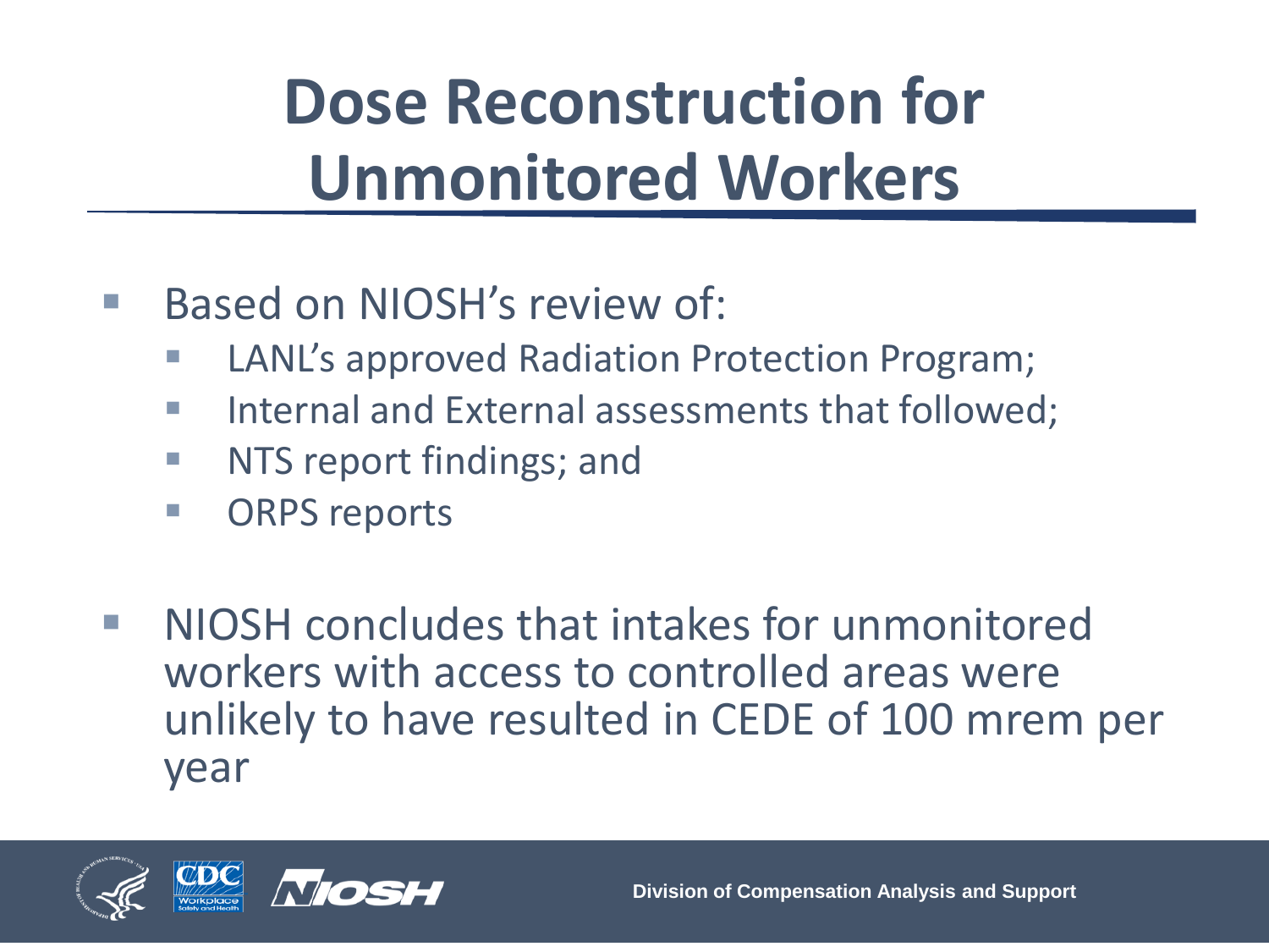# Dose Reconstruction for Unmonitored Workers

- Based on NIOSH's review of:
  - LANL's approved Radiation Protection Program;
  - Internal and External assessments that followed;
  - NTS report findings; and
  - ORPS reports
- NIOSH concludes that intakes for unmonitored workers with access to controlled areas were unlikely to have resulted in CEDE of 100 mrem per year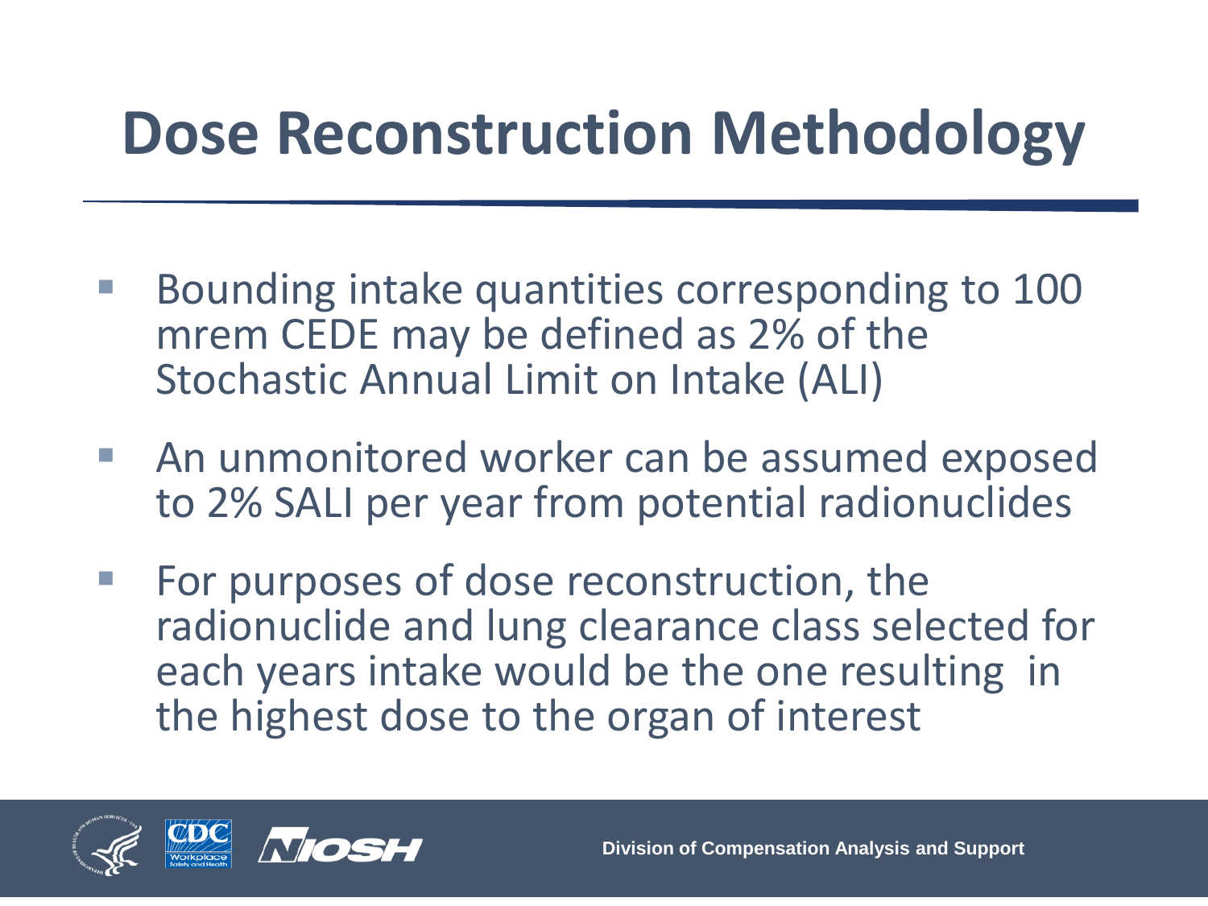# Dose Reconstruction Methodology

- Bounding intake quantities corresponding to 100 mrem CEDE may be defined as 2% of the Stochastic Annual Limit on Intake (ALI)
- An unmonitored worker can be assumed exposed to 2% SALI per year from potential radionuclides
- For purposes of dose reconstruction, the radionuclide and lung clearance class selected for each years intake would be the one resulting in the highest dose to the organ of interest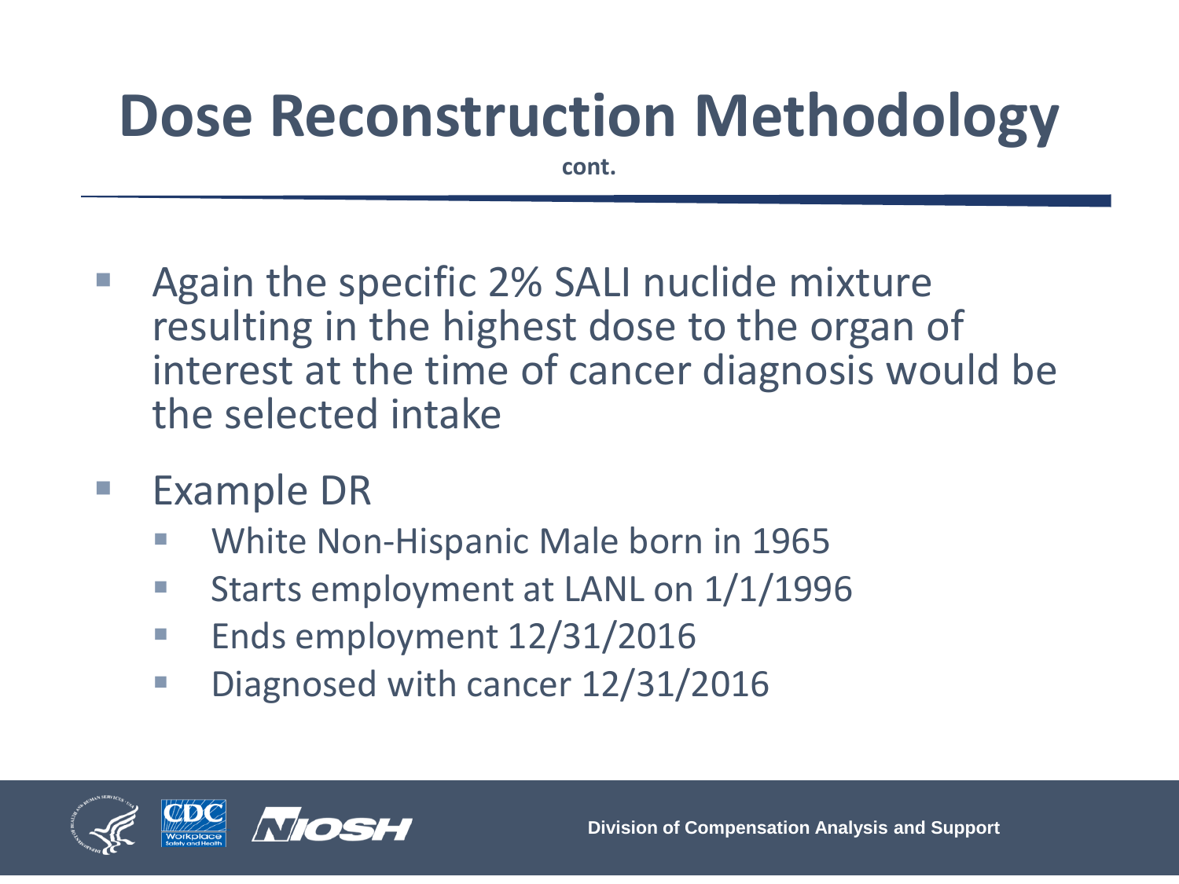# Dose Reconstruction Methodology

**cont.**

- Again the specific 2% SALI nuclide mixture resulting in the highest dose to the organ of interest at the time of cancer diagnosis would be the selected intake
- Example DR
  - White Non-Hispanic Male born in 1965
  - Starts employment at LANL on 1/1/1996
  - Ends employment 12/31/2016
  - Diagnosed with cancer 12/31/2016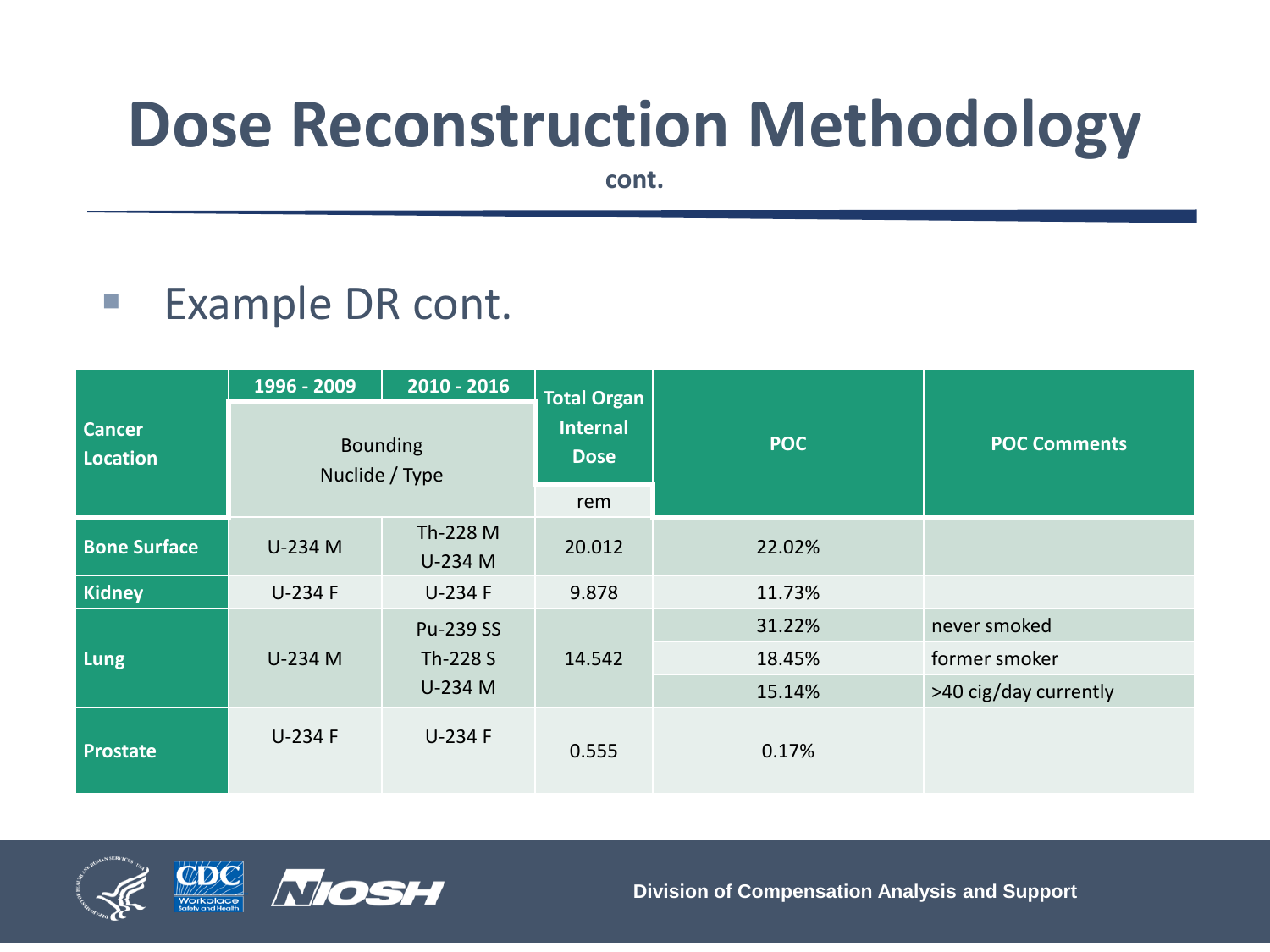# Dose Reconstruction Methodology

cont.

- Example DR cont.

| Cancer Location | 1996 - 2009 | 2010 - 2016 | Total Organ Internal Dose | POC | POC Comments |
|---|---|---|---|---|---|
| | Bounding Nuclide / Type | | rem | | |
| **Bone Surface** | U-234 M | Th-228 M<br>U-234 M | 20.012 | 22.02% | |
| **Kidney** | U-234 F | U-234 F | 9.878 | 11.73% | |
| **Lung** | U-234 M | Pu-239 SS<br>Th-228 S<br>U-234 M | 14.542 | 31.22% | never smoked |
| | | | | 18.45% | former smoker |
| | | | | 15.14% | >40 cig/day currently |
| **Prostate** | U-234 F | U-234 F | 0.555 | 0.17% | |

Division of Compensation Analysis and Support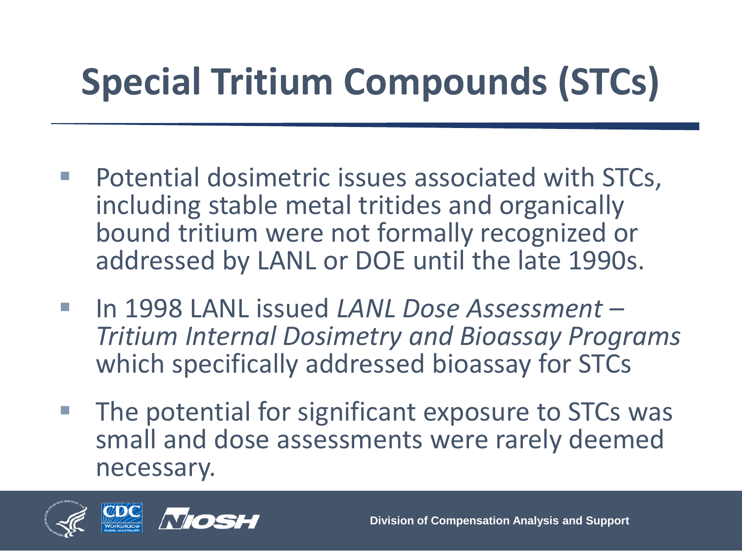# Special Tritium Compounds (STCs)

- Potential dosimetric issues associated with STCs, including stable metal tritides and organically bound tritium were not formally recognized or addressed by LANL or DOE until the late 1990s.
- In 1998 LANL issued *LANL Dose Assessment – Tritium Internal Dosimetry and Bioassay Programs* which specifically addressed bioassay for STCs
- The potential for significant exposure to STCs was small and dose assessments were rarely deemed necessary.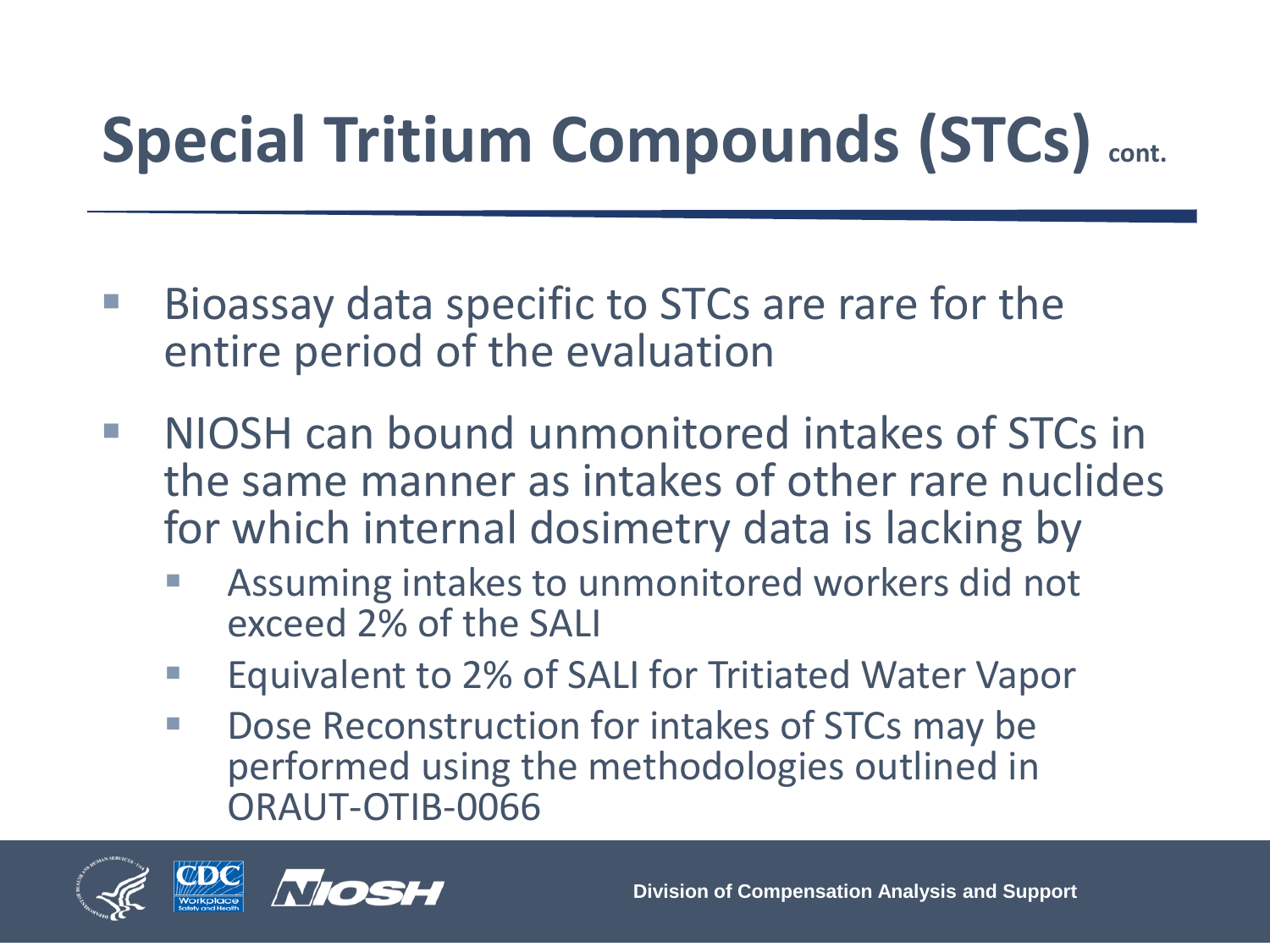# Special Tritium Compounds (STCs) cont.

- Bioassay data specific to STCs are rare for the entire period of the evaluation
- NIOSH can bound unmonitored intakes of STCs in the same manner as intakes of other rare nuclides for which internal dosimetry data is lacking by
  - Assuming intakes to unmonitored workers did not exceed 2% of the SALI
  - Equivalent to 2% of SALI for Tritiated Water Vapor
  - Dose Reconstruction for intakes of STCs may be performed using the methodologies outlined in ORAUT-OTIB-0066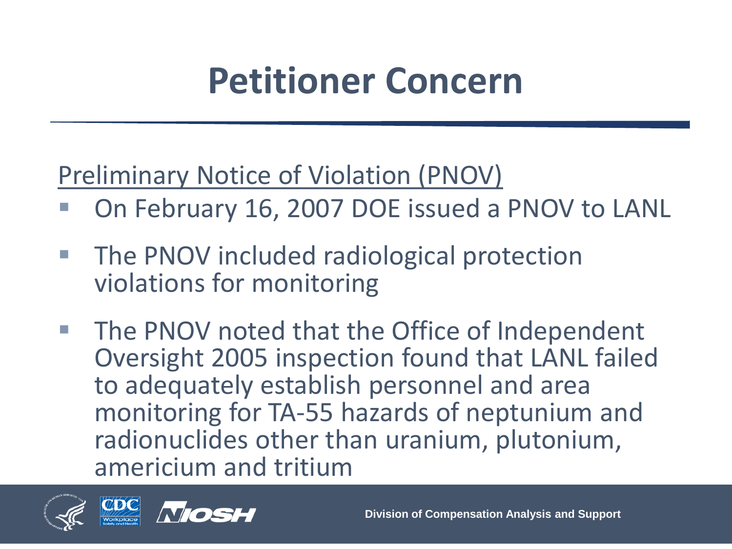# Petitioner Concern

Preliminary Notice of Violation (PNOV)

- On February 16, 2007 DOE issued a PNOV to LANL
- The PNOV included radiological protection violations for monitoring
- The PNOV noted that the Office of Independent Oversight 2005 inspection found that LANL failed to adequately establish personnel and area monitoring for TA-55 hazards of neptunium and radionuclides other than uranium, plutonium, americium and tritium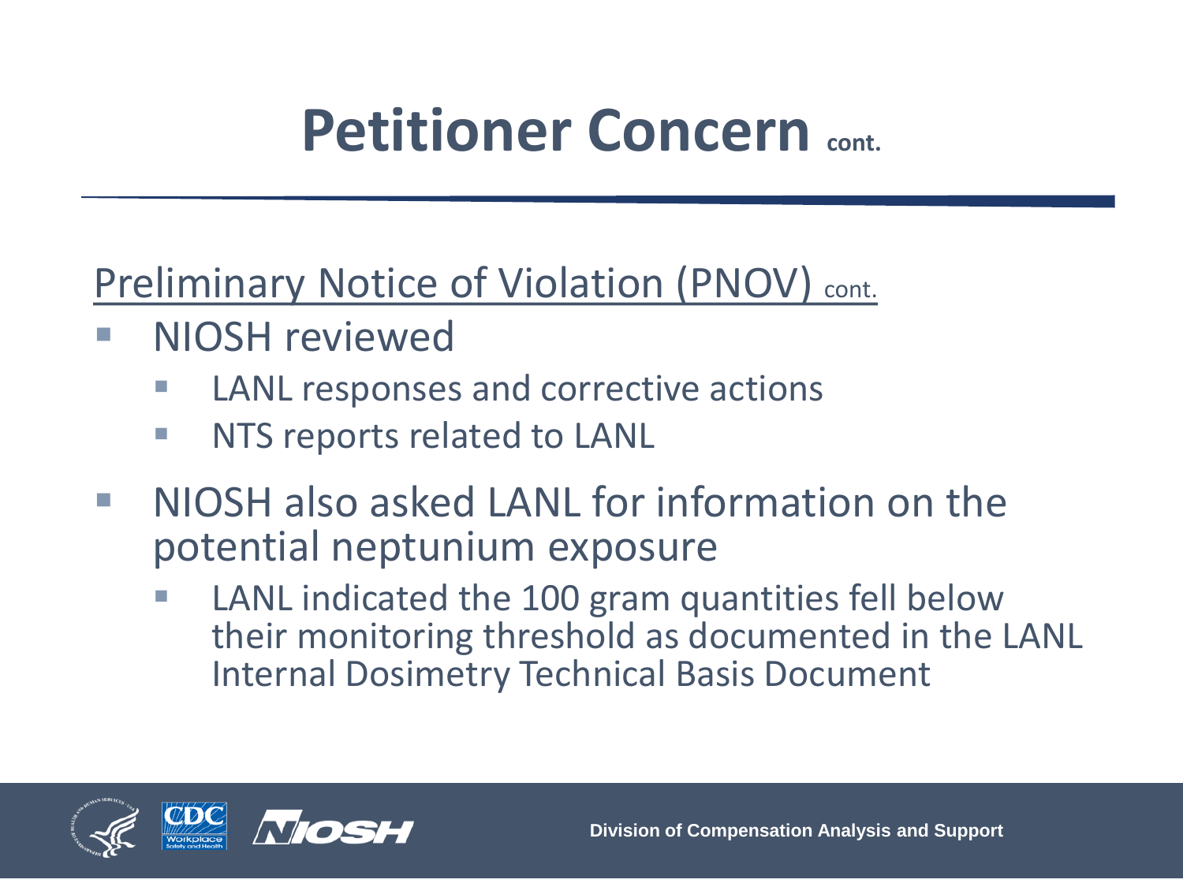# Petitioner Concern cont.

Preliminary Notice of Violation (PNOV) cont.

- NIOSH reviewed
  - LANL responses and corrective actions
  - NTS reports related to LANL
- NIOSH also asked LANL for information on the potential neptunium exposure
  - LANL indicated the 100 gram quantities fell below their monitoring threshold as documented in the LANL Internal Dosimetry Technical Basis Document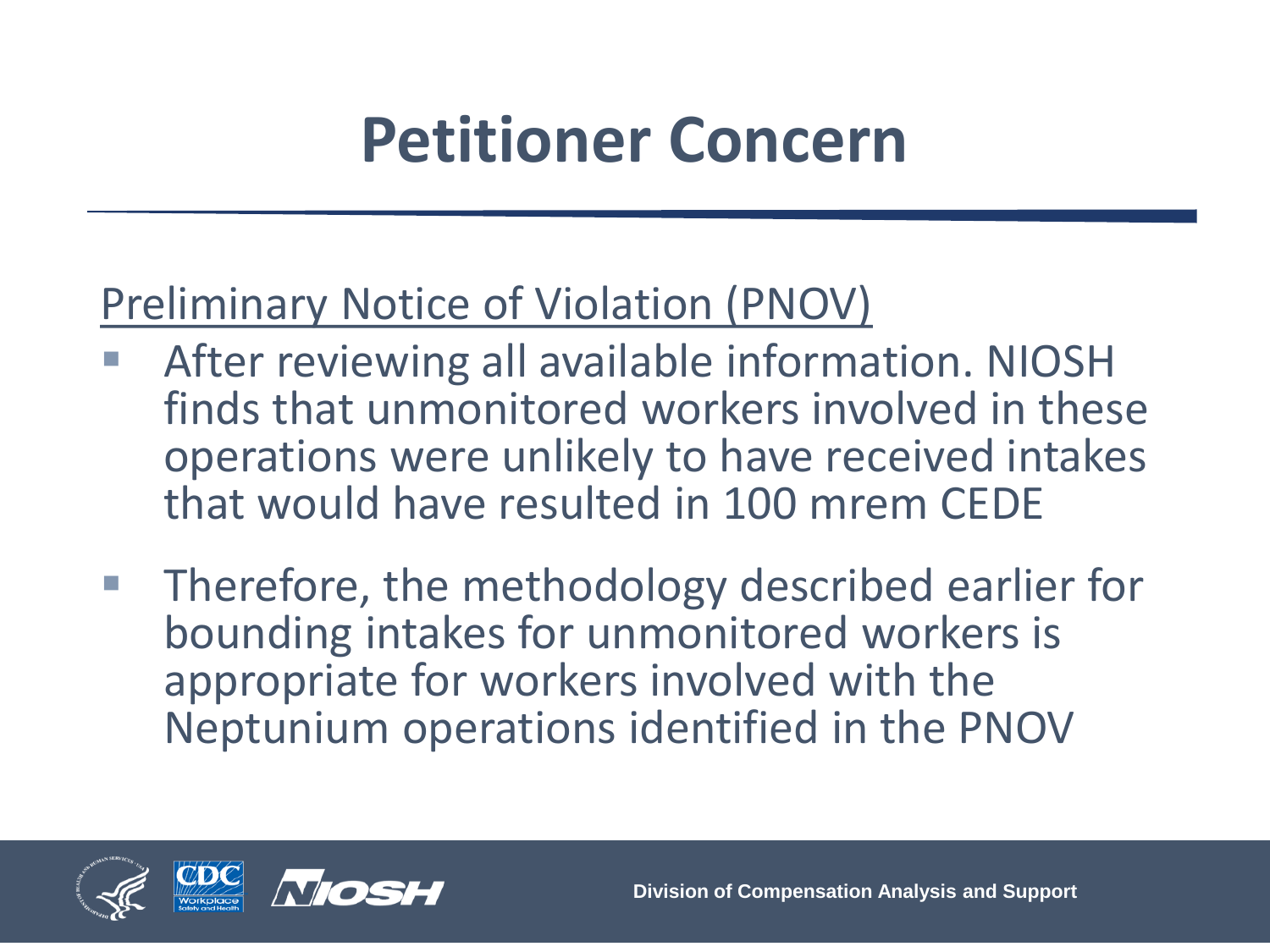# Petitioner Concern

Preliminary Notice of Violation (PNOV)

- After reviewing all available information. NIOSH finds that unmonitored workers involved in these operations were unlikely to have received intakes that would have resulted in 100 mrem CEDE
- Therefore, the methodology described earlier for bounding intakes for unmonitored workers is appropriate for workers involved with the Neptunium operations identified in the PNOV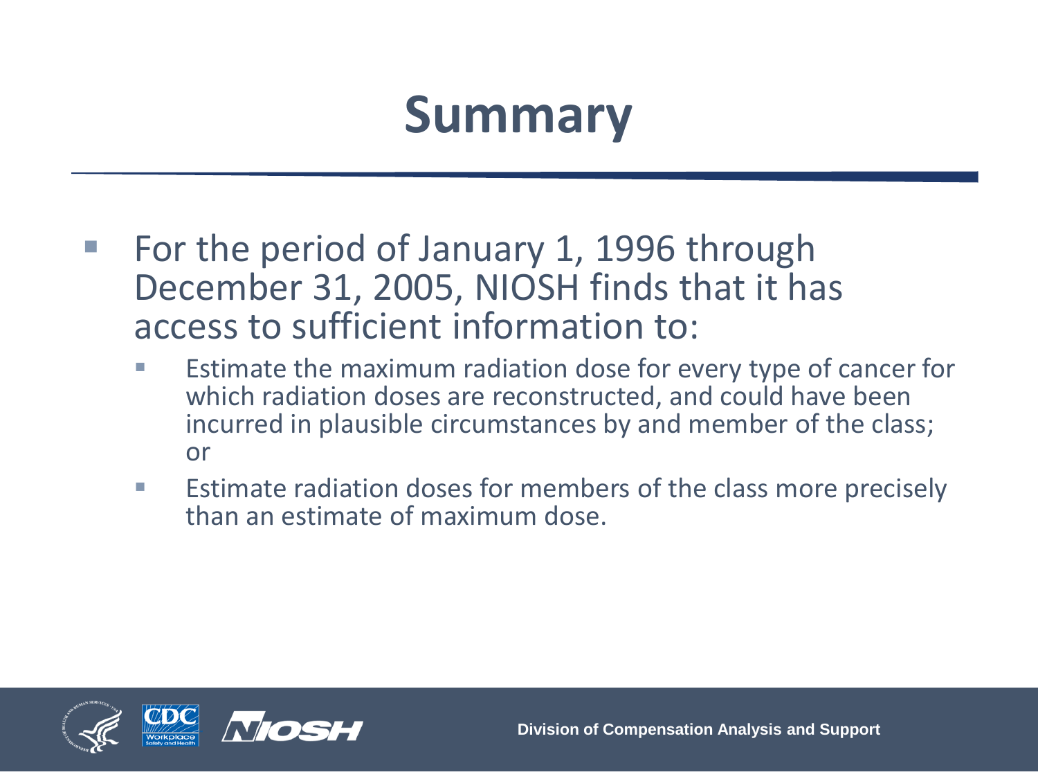# Summary

- For the period of January 1, 1996 through December 31, 2005, NIOSH finds that it has access to sufficient information to:
  - Estimate the maximum radiation dose for every type of cancer for which radiation doses are reconstructed, and could have been incurred in plausible circumstances by and member of the class; or
  - Estimate radiation doses for members of the class more precisely than an estimate of maximum dose.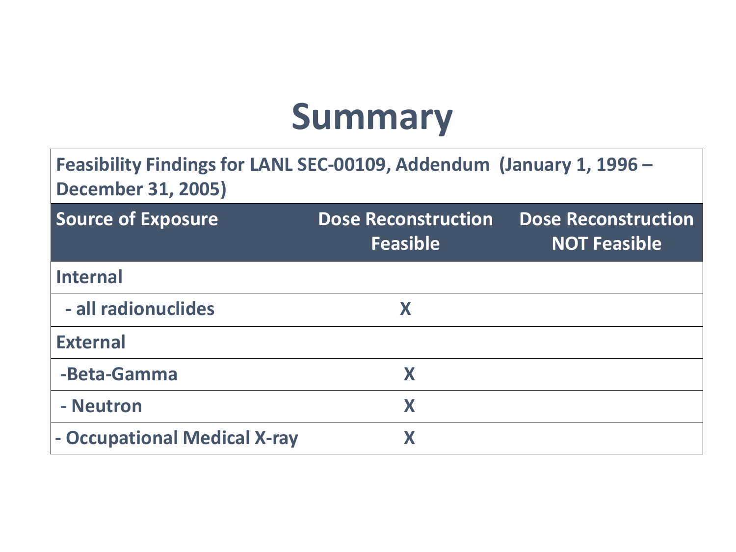# Summary

| Feasibility Findings for LANL SEC-00109, Addendum (January 1, 1996 – December 31, 2005) | | |
|---|---|---|
| **Source of Exposure** | **Dose Reconstruction Feasible** | **Dose Reconstruction NOT Feasible** |
| **Internal** | | |
| **- all radionuclides** | **X** | |
| **External** | | |
| **-Beta-Gamma** | **X** | |
| **- Neutron** | **X** | |
| **- Occupational Medical X-ray** | **X** | |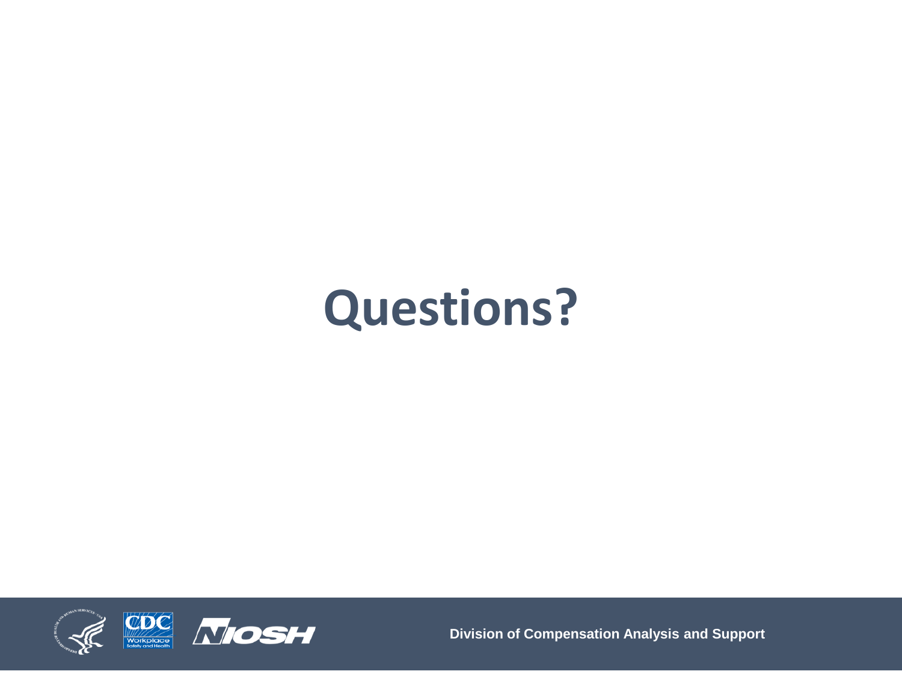# Questions?